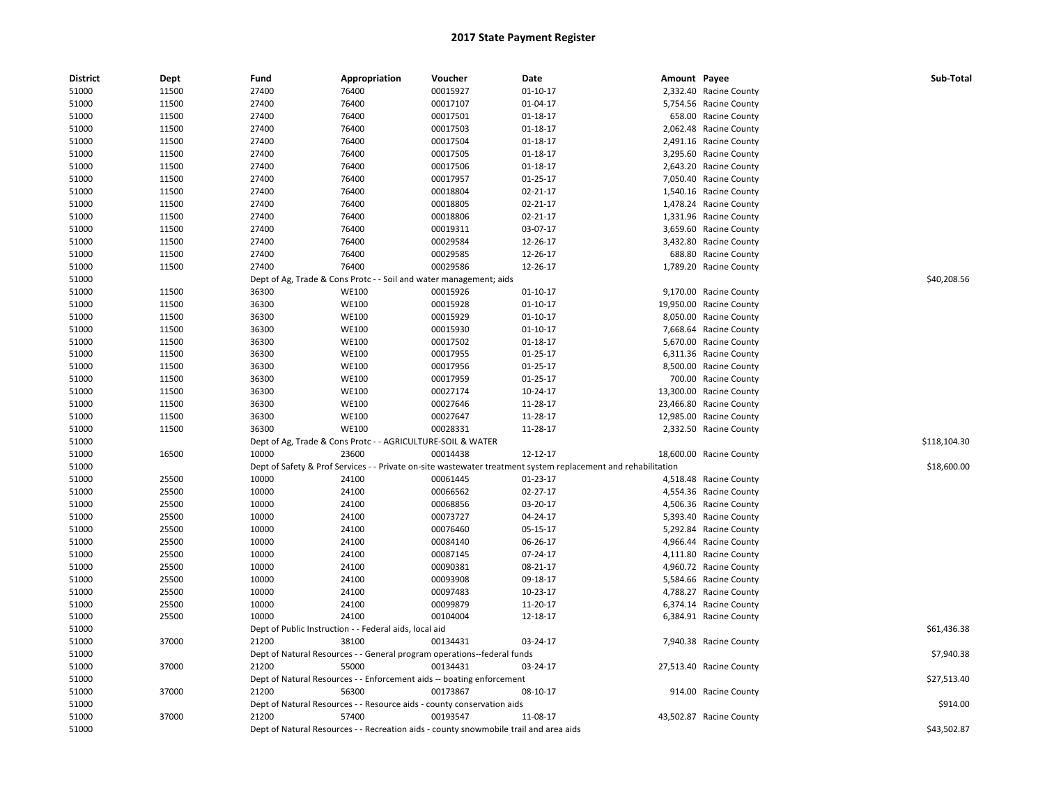# 2017 State Payment Register

| District | Dept | Fund | Appropriation | Voucher | Date | Amount | Payee | Sub-Total |
|---|---|---|---|---|---|---|---|---|
| 51000 | 11500 | 27400 | 76400 | 00015927 | 01-10-17 | 2,332.40 | Racine County | |
| 51000 | 11500 | 27400 | 76400 | 00017107 | 01-04-17 | 5,754.56 | Racine County | |
| 51000 | 11500 | 27400 | 76400 | 00017501 | 01-18-17 | 658.00 | Racine County | |
| 51000 | 11500 | 27400 | 76400 | 00017503 | 01-18-17 | 2,062.48 | Racine County | |
| 51000 | 11500 | 27400 | 76400 | 00017504 | 01-18-17 | 2,491.16 | Racine County | |
| 51000 | 11500 | 27400 | 76400 | 00017505 | 01-18-17 | 3,295.60 | Racine County | |
| 51000 | 11500 | 27400 | 76400 | 00017506 | 01-18-17 | 2,643.20 | Racine County | |
| 51000 | 11500 | 27400 | 76400 | 00017957 | 01-25-17 | 7,050.40 | Racine County | |
| 51000 | 11500 | 27400 | 76400 | 00018804 | 02-21-17 | 1,540.16 | Racine County | |
| 51000 | 11500 | 27400 | 76400 | 00018805 | 02-21-17 | 1,478.24 | Racine County | |
| 51000 | 11500 | 27400 | 76400 | 00018806 | 02-21-17 | 1,331.96 | Racine County | |
| 51000 | 11500 | 27400 | 76400 | 00019311 | 03-07-17 | 3,659.60 | Racine County | |
| 51000 | 11500 | 27400 | 76400 | 00029584 | 12-26-17 | 3,432.80 | Racine County | |
| 51000 | 11500 | 27400 | 76400 | 00029585 | 12-26-17 | 688.80 | Racine County | |
| 51000 | 11500 | 27400 | 76400 | 00029586 | 12-26-17 | 1,789.20 | Racine County | |
| 51000 | | Dept of Ag, Trade & Cons Protc - - Soil and water management; aids | | | | | | $40,208.56 |
| 51000 | 11500 | 36300 | WE100 | 00015926 | 01-10-17 | 9,170.00 | Racine County | |
| 51000 | 11500 | 36300 | WE100 | 00015928 | 01-10-17 | 19,950.00 | Racine County | |
| 51000 | 11500 | 36300 | WE100 | 00015929 | 01-10-17 | 8,050.00 | Racine County | |
| 51000 | 11500 | 36300 | WE100 | 00015930 | 01-10-17 | 7,668.64 | Racine County | |
| 51000 | 11500 | 36300 | WE100 | 00017502 | 01-18-17 | 5,670.00 | Racine County | |
| 51000 | 11500 | 36300 | WE100 | 00017955 | 01-25-17 | 6,311.36 | Racine County | |
| 51000 | 11500 | 36300 | WE100 | 00017956 | 01-25-17 | 8,500.00 | Racine County | |
| 51000 | 11500 | 36300 | WE100 | 00017959 | 01-25-17 | 700.00 | Racine County | |
| 51000 | 11500 | 36300 | WE100 | 00027174 | 10-24-17 | 13,300.00 | Racine County | |
| 51000 | 11500 | 36300 | WE100 | 00027646 | 11-28-17 | 23,466.80 | Racine County | |
| 51000 | 11500 | 36300 | WE100 | 00027647 | 11-28-17 | 12,985.00 | Racine County | |
| 51000 | 11500 | 36300 | WE100 | 00028331 | 11-28-17 | 2,332.50 | Racine County | |
| 51000 | | Dept of Ag, Trade & Cons Protc - - AGRICULTURE-SOIL & WATER | | | | | | $118,104.30 |
| 51000 | 16500 | 10000 | 23600 | 00014438 | 12-12-17 | 18,600.00 | Racine County | |
| 51000 | | Dept of Safety & Prof Services - - Private on-site wastewater treatment system replacement and rehabilitation | | | | | | $18,600.00 |
| 51000 | 25500 | 10000 | 24100 | 00061445 | 01-23-17 | 4,518.48 | Racine County | |
| 51000 | 25500 | 10000 | 24100 | 00066562 | 02-27-17 | 4,554.36 | Racine County | |
| 51000 | 25500 | 10000 | 24100 | 00068856 | 03-20-17 | 4,506.36 | Racine County | |
| 51000 | 25500 | 10000 | 24100 | 00073727 | 04-24-17 | 5,393.40 | Racine County | |
| 51000 | 25500 | 10000 | 24100 | 00076460 | 05-15-17 | 5,292.84 | Racine County | |
| 51000 | 25500 | 10000 | 24100 | 00084140 | 06-26-17 | 4,966.44 | Racine County | |
| 51000 | 25500 | 10000 | 24100 | 00087145 | 07-24-17 | 4,111.80 | Racine County | |
| 51000 | 25500 | 10000 | 24100 | 00090381 | 08-21-17 | 4,960.72 | Racine County | |
| 51000 | 25500 | 10000 | 24100 | 00093908 | 09-18-17 | 5,584.66 | Racine County | |
| 51000 | 25500 | 10000 | 24100 | 00097483 | 10-23-17 | 4,788.27 | Racine County | |
| 51000 | 25500 | 10000 | 24100 | 00099879 | 11-20-17 | 6,374.14 | Racine County | |
| 51000 | 25500 | 10000 | 24100 | 00104004 | 12-18-17 | 6,384.91 | Racine County | |
| 51000 | | Dept of Public Instruction - - Federal aids, local aid | | | | | | $61,436.38 |
| 51000 | 37000 | 21200 | 38100 | 00134431 | 03-24-17 | 7,940.38 | Racine County | |
| 51000 | | Dept of Natural Resources - - General program operations--federal funds | | | | | | $7,940.38 |
| 51000 | 37000 | 21200 | 55000 | 00134431 | 03-24-17 | 27,513.40 | Racine County | |
| 51000 | | Dept of Natural Resources - - Enforcement aids -- boating enforcement | | | | | | $27,513.40 |
| 51000 | 37000 | 21200 | 56300 | 00173867 | 08-10-17 | 914.00 | Racine County | |
| 51000 | | Dept of Natural Resources - - Resource aids - county conservation aids | | | | | | $914.00 |
| 51000 | 37000 | 21200 | 57400 | 00193547 | 11-08-17 | 43,502.87 | Racine County | |
| 51000 | | Dept of Natural Resources - - Recreation aids - county snowmobile trail and area aids | | | | | | $43,502.87 |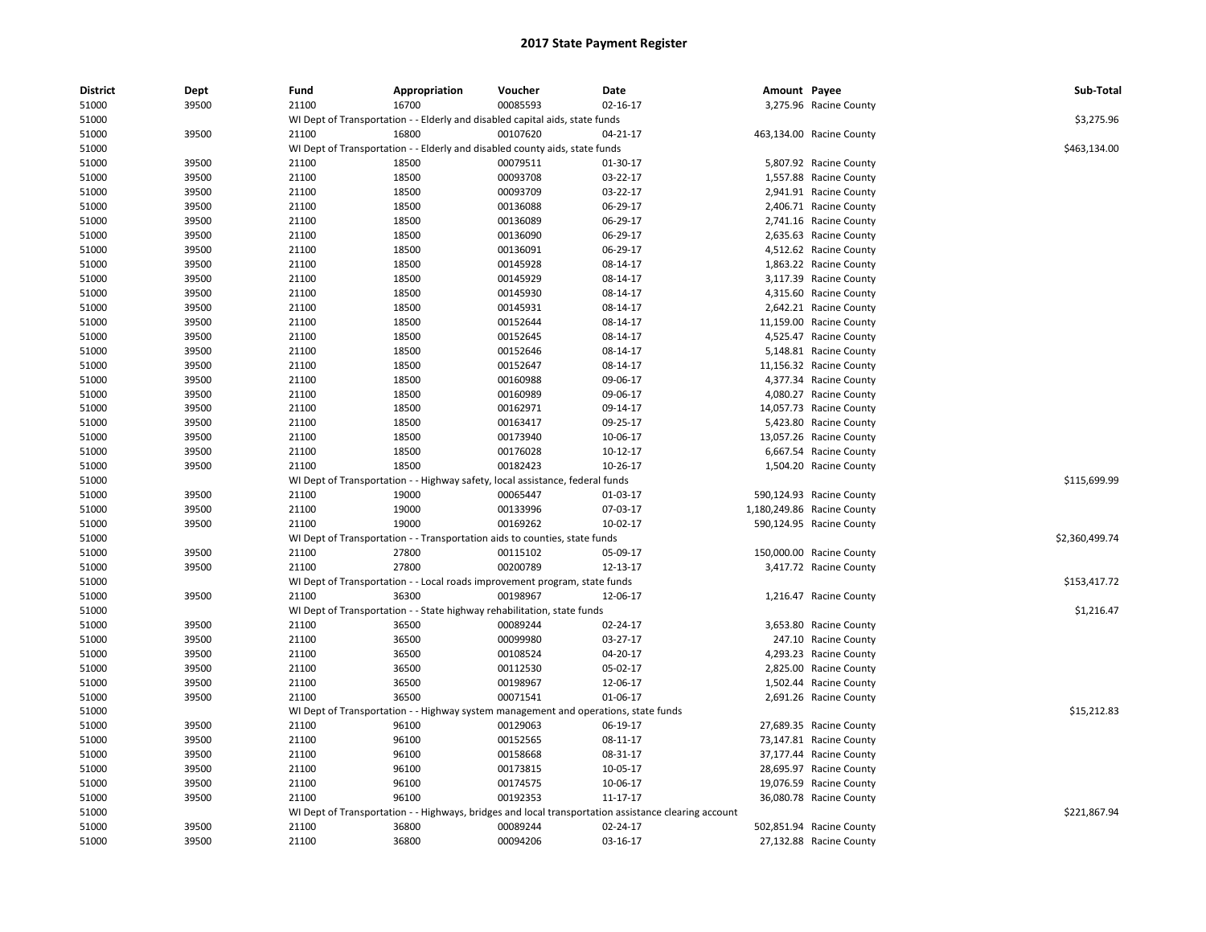## 2017 State Payment Register

| District | Dept | Fund | Appropriation | Voucher | Date | Amount | Payee | Sub-Total |
|---|---|---|---|---|---|---|---|---|
| 51000 | 39500 | 21100 | 16700 | 00085593 | 02-16-17 | 3,275.96 | Racine County | |
| 51000 | | WI Dept of Transportation - - Elderly and disabled capital aids, state funds | | | | | | $3,275.96 |
| 51000 | 39500 | 21100 | 16800 | 00107620 | 04-21-17 | 463,134.00 | Racine County | |
| 51000 | | WI Dept of Transportation - - Elderly and disabled county aids, state funds | | | | | | $463,134.00 |
| 51000 | 39500 | 21100 | 18500 | 00079511 | 01-30-17 | 5,807.92 | Racine County | |
| 51000 | 39500 | 21100 | 18500 | 00093708 | 03-22-17 | 1,557.88 | Racine County | |
| 51000 | 39500 | 21100 | 18500 | 00093709 | 03-22-17 | 2,941.91 | Racine County | |
| 51000 | 39500 | 21100 | 18500 | 00136088 | 06-29-17 | 2,406.71 | Racine County | |
| 51000 | 39500 | 21100 | 18500 | 00136089 | 06-29-17 | 2,741.16 | Racine County | |
| 51000 | 39500 | 21100 | 18500 | 00136090 | 06-29-17 | 2,635.63 | Racine County | |
| 51000 | 39500 | 21100 | 18500 | 00136091 | 06-29-17 | 4,512.62 | Racine County | |
| 51000 | 39500 | 21100 | 18500 | 00145928 | 08-14-17 | 1,863.22 | Racine County | |
| 51000 | 39500 | 21100 | 18500 | 00145929 | 08-14-17 | 3,117.39 | Racine County | |
| 51000 | 39500 | 21100 | 18500 | 00145930 | 08-14-17 | 4,315.60 | Racine County | |
| 51000 | 39500 | 21100 | 18500 | 00145931 | 08-14-17 | 2,642.21 | Racine County | |
| 51000 | 39500 | 21100 | 18500 | 00152644 | 08-14-17 | 11,159.00 | Racine County | |
| 51000 | 39500 | 21100 | 18500 | 00152645 | 08-14-17 | 4,525.47 | Racine County | |
| 51000 | 39500 | 21100 | 18500 | 00152646 | 08-14-17 | 5,148.81 | Racine County | |
| 51000 | 39500 | 21100 | 18500 | 00152647 | 08-14-17 | 11,156.32 | Racine County | |
| 51000 | 39500 | 21100 | 18500 | 00160988 | 09-06-17 | 4,377.34 | Racine County | |
| 51000 | 39500 | 21100 | 18500 | 00160989 | 09-06-17 | 4,080.27 | Racine County | |
| 51000 | 39500 | 21100 | 18500 | 00162971 | 09-14-17 | 14,057.73 | Racine County | |
| 51000 | 39500 | 21100 | 18500 | 00163417 | 09-25-17 | 5,423.80 | Racine County | |
| 51000 | 39500 | 21100 | 18500 | 00173940 | 10-06-17 | 13,057.26 | Racine County | |
| 51000 | 39500 | 21100 | 18500 | 00176028 | 10-12-17 | 6,667.54 | Racine County | |
| 51000 | 39500 | 21100 | 18500 | 00182423 | 10-26-17 | 1,504.20 | Racine County | |
| 51000 | | WI Dept of Transportation - - Highway safety, local assistance, federal funds | | | | | | $115,699.99 |
| 51000 | 39500 | 21100 | 19000 | 00065447 | 01-03-17 | 590,124.93 | Racine County | |
| 51000 | 39500 | 21100 | 19000 | 00133996 | 07-03-17 | 1,180,249.86 | Racine County | |
| 51000 | 39500 | 21100 | 19000 | 00169262 | 10-02-17 | 590,124.95 | Racine County | |
| 51000 | | WI Dept of Transportation - - Transportation aids to counties, state funds | | | | | | $2,360,499.74 |
| 51000 | 39500 | 21100 | 27800 | 00115102 | 05-09-17 | 150,000.00 | Racine County | |
| 51000 | 39500 | 21100 | 27800 | 00200789 | 12-13-17 | 3,417.72 | Racine County | |
| 51000 | | WI Dept of Transportation - - Local roads improvement program, state funds | | | | | | $153,417.72 |
| 51000 | 39500 | 21100 | 36300 | 00198967 | 12-06-17 | 1,216.47 | Racine County | |
| 51000 | | WI Dept of Transportation - - State highway rehabilitation, state funds | | | | | | $1,216.47 |
| 51000 | 39500 | 21100 | 36500 | 00089244 | 02-24-17 | 3,653.80 | Racine County | |
| 51000 | 39500 | 21100 | 36500 | 00099980 | 03-27-17 | 247.10 | Racine County | |
| 51000 | 39500 | 21100 | 36500 | 00108524 | 04-20-17 | 4,293.23 | Racine County | |
| 51000 | 39500 | 21100 | 36500 | 00112530 | 05-02-17 | 2,825.00 | Racine County | |
| 51000 | 39500 | 21100 | 36500 | 00198967 | 12-06-17 | 1,502.44 | Racine County | |
| 51000 | 39500 | 21100 | 36500 | 00071541 | 01-06-17 | 2,691.26 | Racine County | |
| 51000 | | WI Dept of Transportation - - Highway system management and operations, state funds | | | | | | $15,212.83 |
| 51000 | 39500 | 21100 | 96100 | 00129063 | 06-19-17 | 27,689.35 | Racine County | |
| 51000 | 39500 | 21100 | 96100 | 00152565 | 08-11-17 | 73,147.81 | Racine County | |
| 51000 | 39500 | 21100 | 96100 | 00158668 | 08-31-17 | 37,177.44 | Racine County | |
| 51000 | 39500 | 21100 | 96100 | 00173815 | 10-05-17 | 28,695.97 | Racine County | |
| 51000 | 39500 | 21100 | 96100 | 00174575 | 10-06-17 | 19,076.59 | Racine County | |
| 51000 | 39500 | 21100 | 96100 | 00192353 | 11-17-17 | 36,080.78 | Racine County | |
| 51000 | | WI Dept of Transportation - - Highways, bridges and local transportation assistance clearing account | | | | | | $221,867.94 |
| 51000 | 39500 | 21100 | 36800 | 00089244 | 02-24-17 | 502,851.94 | Racine County | |
| 51000 | 39500 | 21100 | 36800 | 00094206 | 03-16-17 | 27,132.88 | Racine County | |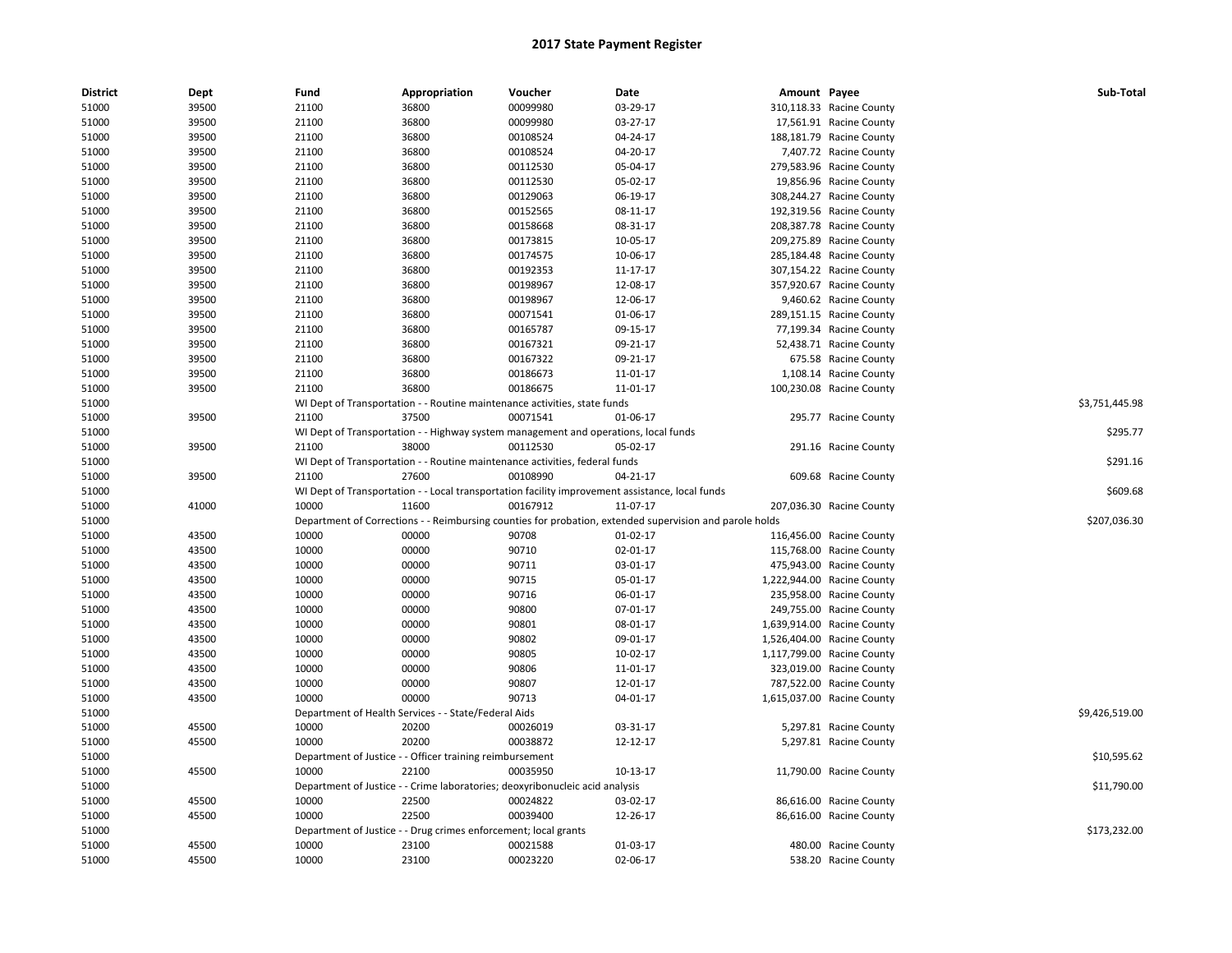# 2017 State Payment Register

| District | Dept | Fund | Appropriation | Voucher | Date | Amount | Payee | Sub-Total |
|---|---|---|---|---|---|---|---|---|
| 51000 | 39500 | 21100 | 36800 | 00099980 | 03-29-17 | 310,118.33 | Racine County | |
| 51000 | 39500 | 21100 | 36800 | 00099980 | 03-27-17 | 17,561.91 | Racine County | |
| 51000 | 39500 | 21100 | 36800 | 00108524 | 04-24-17 | 188,181.79 | Racine County | |
| 51000 | 39500 | 21100 | 36800 | 00108524 | 04-20-17 | 7,407.72 | Racine County | |
| 51000 | 39500 | 21100 | 36800 | 00112530 | 05-04-17 | 279,583.96 | Racine County | |
| 51000 | 39500 | 21100 | 36800 | 00112530 | 05-02-17 | 19,856.96 | Racine County | |
| 51000 | 39500 | 21100 | 36800 | 00129063 | 06-19-17 | 308,244.27 | Racine County | |
| 51000 | 39500 | 21100 | 36800 | 00152565 | 08-11-17 | 192,319.56 | Racine County | |
| 51000 | 39500 | 21100 | 36800 | 00158668 | 08-31-17 | 208,387.78 | Racine County | |
| 51000 | 39500 | 21100 | 36800 | 00173815 | 10-05-17 | 209,275.89 | Racine County | |
| 51000 | 39500 | 21100 | 36800 | 00174575 | 10-06-17 | 285,184.48 | Racine County | |
| 51000 | 39500 | 21100 | 36800 | 00192353 | 11-17-17 | 307,154.22 | Racine County | |
| 51000 | 39500 | 21100 | 36800 | 00198967 | 12-08-17 | 357,920.67 | Racine County | |
| 51000 | 39500 | 21100 | 36800 | 00198967 | 12-06-17 | 9,460.62 | Racine County | |
| 51000 | 39500 | 21100 | 36800 | 00071541 | 01-06-17 | 289,151.15 | Racine County | |
| 51000 | 39500 | 21100 | 36800 | 00165787 | 09-15-17 | 77,199.34 | Racine County | |
| 51000 | 39500 | 21100 | 36800 | 00167321 | 09-21-17 | 52,438.71 | Racine County | |
| 51000 | 39500 | 21100 | 36800 | 00167322 | 09-21-17 | 675.58 | Racine County | |
| 51000 | 39500 | 21100 | 36800 | 00186673 | 11-01-17 | 1,108.14 | Racine County | |
| 51000 | 39500 | 21100 | 36800 | 00186675 | 11-01-17 | 100,230.08 | Racine County | |
| 51000 | | WI Dept of Transportation - - Routine maintenance activities, state funds | | | | | | $3,751,445.98 |
| 51000 | 39500 | 21100 | 37500 | 00071541 | 01-06-17 | 295.77 | Racine County | |
| 51000 | | WI Dept of Transportation - - Highway system management and operations, local funds | | | | | | $295.77 |
| 51000 | 39500 | 21100 | 38000 | 00112530 | 05-02-17 | 291.16 | Racine County | |
| 51000 | | WI Dept of Transportation - - Routine maintenance activities, federal funds | | | | | | $291.16 |
| 51000 | 39500 | 21100 | 27600 | 00108990 | 04-21-17 | 609.68 | Racine County | |
| 51000 | | WI Dept of Transportation - - Local transportation facility improvement assistance, local funds | | | | | | $609.68 |
| 51000 | 41000 | 10000 | 11600 | 00167912 | 11-07-17 | 207,036.30 | Racine County | |
| 51000 | | Department of Corrections - - Reimbursing counties for probation, extended supervision and parole holds | | | | | | $207,036.30 |
| 51000 | 43500 | 10000 | 00000 | 90708 | 01-02-17 | 116,456.00 | Racine County | |
| 51000 | 43500 | 10000 | 00000 | 90710 | 02-01-17 | 115,768.00 | Racine County | |
| 51000 | 43500 | 10000 | 00000 | 90711 | 03-01-17 | 475,943.00 | Racine County | |
| 51000 | 43500 | 10000 | 00000 | 90715 | 05-01-17 | 1,222,944.00 | Racine County | |
| 51000 | 43500 | 10000 | 00000 | 90716 | 06-01-17 | 235,958.00 | Racine County | |
| 51000 | 43500 | 10000 | 00000 | 90800 | 07-01-17 | 249,755.00 | Racine County | |
| 51000 | 43500 | 10000 | 00000 | 90801 | 08-01-17 | 1,639,914.00 | Racine County | |
| 51000 | 43500 | 10000 | 00000 | 90802 | 09-01-17 | 1,526,404.00 | Racine County | |
| 51000 | 43500 | 10000 | 00000 | 90805 | 10-02-17 | 1,117,799.00 | Racine County | |
| 51000 | 43500 | 10000 | 00000 | 90806 | 11-01-17 | 323,019.00 | Racine County | |
| 51000 | 43500 | 10000 | 00000 | 90807 | 12-01-17 | 787,522.00 | Racine County | |
| 51000 | 43500 | 10000 | 00000 | 90713 | 04-01-17 | 1,615,037.00 | Racine County | |
| 51000 | | Department of Health Services - - State/Federal Aids | | | | | | $9,426,519.00 |
| 51000 | 45500 | 10000 | 20200 | 00026019 | 03-31-17 | 5,297.81 | Racine County | |
| 51000 | 45500 | 10000 | 20200 | 00038872 | 12-12-17 | 5,297.81 | Racine County | |
| 51000 | | Department of Justice - - Officer training reimbursement | | | | | | $10,595.62 |
| 51000 | 45500 | 10000 | 22100 | 00035950 | 10-13-17 | 11,790.00 | Racine County | |
| 51000 | | Department of Justice - - Crime laboratories; deoxyribonucleic acid analysis | | | | | | $11,790.00 |
| 51000 | 45500 | 10000 | 22500 | 00024822 | 03-02-17 | 86,616.00 | Racine County | |
| 51000 | 45500 | 10000 | 22500 | 00039400 | 12-26-17 | 86,616.00 | Racine County | |
| 51000 | | Department of Justice - - Drug crimes enforcement; local grants | | | | | | $173,232.00 |
| 51000 | 45500 | 10000 | 23100 | 00021588 | 01-03-17 | 480.00 | Racine County | |
| 51000 | 45500 | 10000 | 23100 | 00023220 | 02-06-17 | 538.20 | Racine County | |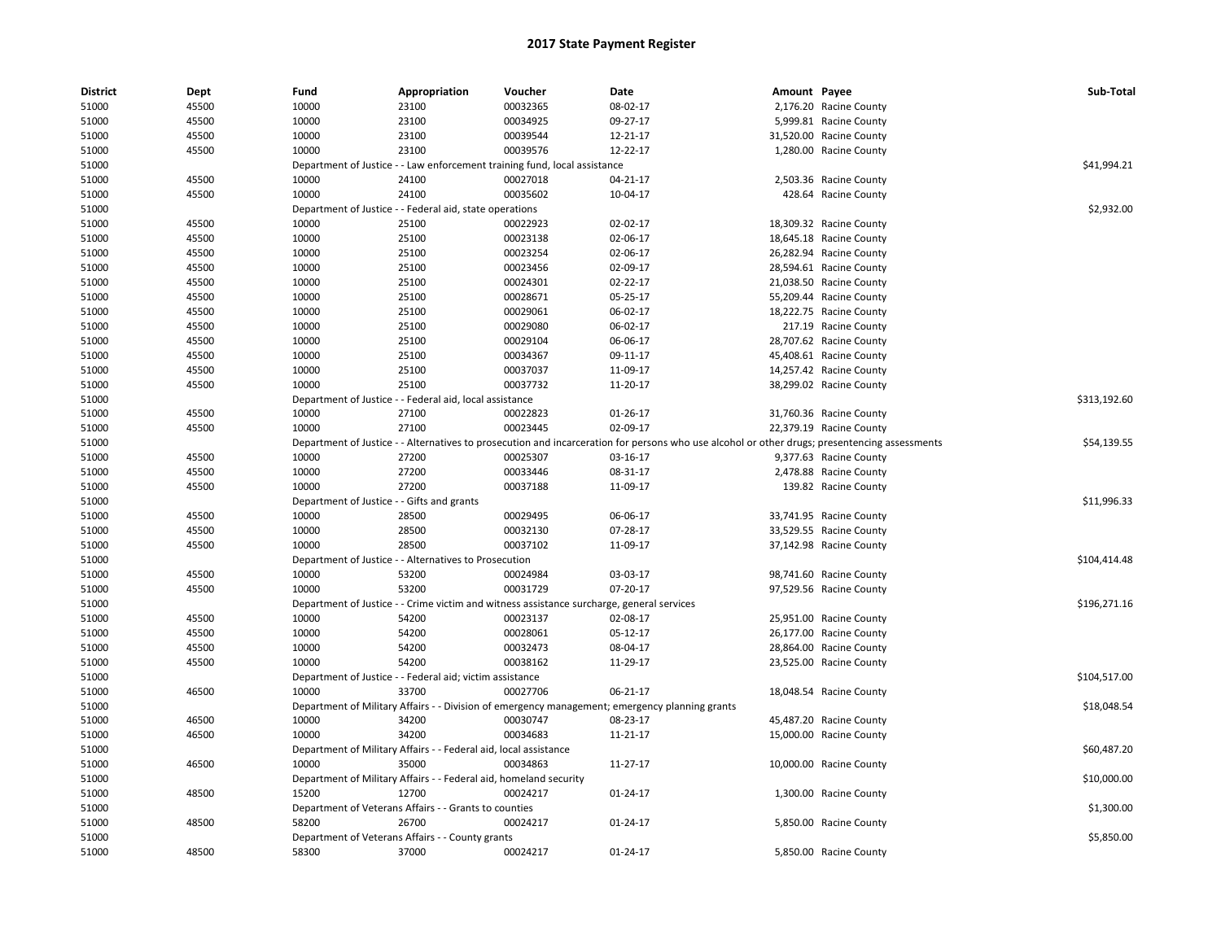# 2017 State Payment Register

| District | Dept | Fund | Appropriation | Voucher | Date | Amount | Payee | Sub-Total |
|---|---|---|---|---|---|---|---|---|
| 51000 | 45500 | 10000 | 23100 | 00032365 | 08-02-17 | 2,176.20 | Racine County | |
| 51000 | 45500 | 10000 | 23100 | 00034925 | 09-27-17 | 5,999.81 | Racine County | |
| 51000 | 45500 | 10000 | 23100 | 00039544 | 12-21-17 | 31,520.00 | Racine County | |
| 51000 | 45500 | 10000 | 23100 | 00039576 | 12-22-17 | 1,280.00 | Racine County | |
| 51000 | | Department of Justice - - Law enforcement training fund, local assistance | | | | | | $41,994.21 |
| 51000 | 45500 | 10000 | 24100 | 00027018 | 04-21-17 | 2,503.36 | Racine County | |
| 51000 | 45500 | 10000 | 24100 | 00035602 | 10-04-17 | 428.64 | Racine County | |
| 51000 | | Department of Justice - - Federal aid, state operations | | | | | | $2,932.00 |
| 51000 | 45500 | 10000 | 25100 | 00022923 | 02-02-17 | 18,309.32 | Racine County | |
| 51000 | 45500 | 10000 | 25100 | 00023138 | 02-06-17 | 18,645.18 | Racine County | |
| 51000 | 45500 | 10000 | 25100 | 00023254 | 02-06-17 | 26,282.94 | Racine County | |
| 51000 | 45500 | 10000 | 25100 | 00023456 | 02-09-17 | 28,594.61 | Racine County | |
| 51000 | 45500 | 10000 | 25100 | 00024301 | 02-22-17 | 21,038.50 | Racine County | |
| 51000 | 45500 | 10000 | 25100 | 00028671 | 05-25-17 | 55,209.44 | Racine County | |
| 51000 | 45500 | 10000 | 25100 | 00029061 | 06-02-17 | 18,222.75 | Racine County | |
| 51000 | 45500 | 10000 | 25100 | 00029080 | 06-02-17 | 217.19 | Racine County | |
| 51000 | 45500 | 10000 | 25100 | 00029104 | 06-06-17 | 28,707.62 | Racine County | |
| 51000 | 45500 | 10000 | 25100 | 00034367 | 09-11-17 | 45,408.61 | Racine County | |
| 51000 | 45500 | 10000 | 25100 | 00037037 | 11-09-17 | 14,257.42 | Racine County | |
| 51000 | 45500 | 10000 | 25100 | 00037732 | 11-20-17 | 38,299.02 | Racine County | |
| 51000 | | Department of Justice - - Federal aid, local assistance | | | | | | $313,192.60 |
| 51000 | 45500 | 10000 | 27100 | 00022823 | 01-26-17 | 31,760.36 | Racine County | |
| 51000 | 45500 | 10000 | 27100 | 00023445 | 02-09-17 | 22,379.19 | Racine County | |
| 51000 | | Department of Justice - - Alternatives to prosecution and incarceration for persons who use alcohol or other drugs; presentencing assessments | | | | | | $54,139.55 |
| 51000 | 45500 | 10000 | 27200 | 00025307 | 03-16-17 | 9,377.63 | Racine County | |
| 51000 | 45500 | 10000 | 27200 | 00033446 | 08-31-17 | 2,478.88 | Racine County | |
| 51000 | 45500 | 10000 | 27200 | 00037188 | 11-09-17 | 139.82 | Racine County | |
| 51000 | | Department of Justice - - Gifts and grants | | | | | | $11,996.33 |
| 51000 | 45500 | 10000 | 28500 | 00029495 | 06-06-17 | 33,741.95 | Racine County | |
| 51000 | 45500 | 10000 | 28500 | 00032130 | 07-28-17 | 33,529.55 | Racine County | |
| 51000 | 45500 | 10000 | 28500 | 00037102 | 11-09-17 | 37,142.98 | Racine County | |
| 51000 | | Department of Justice - - Alternatives to Prosecution | | | | | | $104,414.48 |
| 51000 | 45500 | 10000 | 53200 | 00024984 | 03-03-17 | 98,741.60 | Racine County | |
| 51000 | 45500 | 10000 | 53200 | 00031729 | 07-20-17 | 97,529.56 | Racine County | |
| 51000 | | Department of Justice - - Crime victim and witness assistance surcharge, general services | | | | | | $196,271.16 |
| 51000 | 45500 | 10000 | 54200 | 00023137 | 02-08-17 | 25,951.00 | Racine County | |
| 51000 | 45500 | 10000 | 54200 | 00028061 | 05-12-17 | 26,177.00 | Racine County | |
| 51000 | 45500 | 10000 | 54200 | 00032473 | 08-04-17 | 28,864.00 | Racine County | |
| 51000 | 45500 | 10000 | 54200 | 00038162 | 11-29-17 | 23,525.00 | Racine County | |
| 51000 | | Department of Justice - - Federal aid; victim assistance | | | | | | $104,517.00 |
| 51000 | 46500 | 10000 | 33700 | 00027706 | 06-21-17 | 18,048.54 | Racine County | |
| 51000 | | Department of Military Affairs - - Division of emergency management; emergency planning grants | | | | | | $18,048.54 |
| 51000 | 46500 | 10000 | 34200 | 00030747 | 08-23-17 | 45,487.20 | Racine County | |
| 51000 | 46500 | 10000 | 34200 | 00034683 | 11-21-17 | 15,000.00 | Racine County | |
| 51000 | | Department of Military Affairs - - Federal aid, local assistance | | | | | | $60,487.20 |
| 51000 | 46500 | 10000 | 35000 | 00034863 | 11-27-17 | 10,000.00 | Racine County | |
| 51000 | | Department of Military Affairs - - Federal aid, homeland security | | | | | | $10,000.00 |
| 51000 | 48500 | 15200 | 12700 | 00024217 | 01-24-17 | 1,300.00 | Racine County | |
| 51000 | | Department of Veterans Affairs - - Grants to counties | | | | | | $1,300.00 |
| 51000 | 48500 | 58200 | 26700 | 00024217 | 01-24-17 | 5,850.00 | Racine County | |
| 51000 | | Department of Veterans Affairs - - County grants | | | | | | $5,850.00 |
| 51000 | 48500 | 58300 | 37000 | 00024217 | 01-24-17 | 5,850.00 | Racine County | |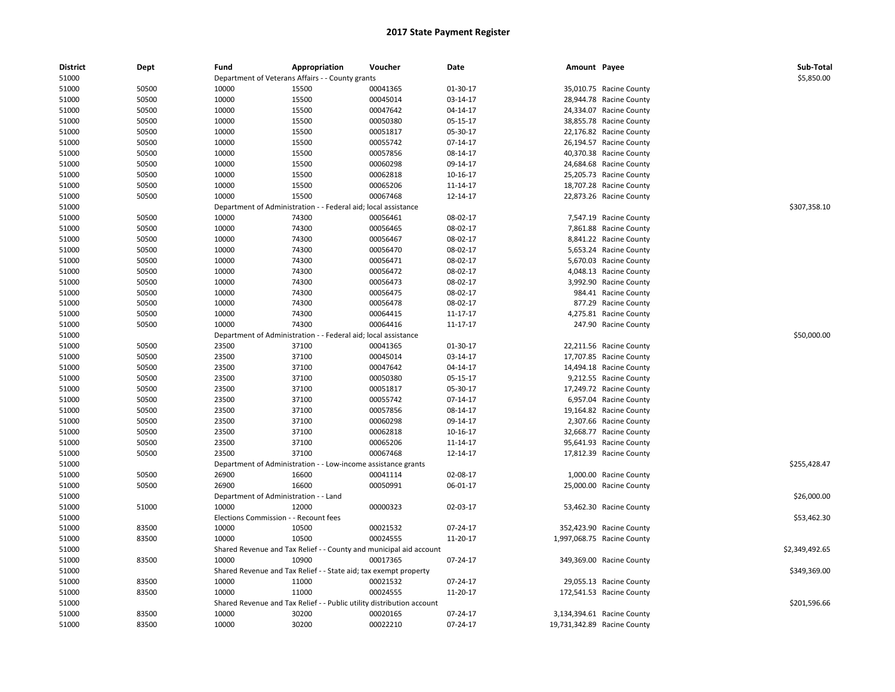# 2017 State Payment Register

| District | Dept | Fund | Appropriation | Voucher | Date | Amount | Payee | Sub-Total |
|---|---|---|---|---|---|---|---|---|
| 51000 | | Department of Veterans Affairs - - County grants | | | | | | $5,850.00 |
| 51000 | 50500 | 10000 | 15500 | 00041365 | 01-30-17 | 35,010.75 | Racine County | |
| 51000 | 50500 | 10000 | 15500 | 00045014 | 03-14-17 | 28,944.78 | Racine County | |
| 51000 | 50500 | 10000 | 15500 | 00047642 | 04-14-17 | 24,334.07 | Racine County | |
| 51000 | 50500 | 10000 | 15500 | 00050380 | 05-15-17 | 38,855.78 | Racine County | |
| 51000 | 50500 | 10000 | 15500 | 00051817 | 05-30-17 | 22,176.82 | Racine County | |
| 51000 | 50500 | 10000 | 15500 | 00055742 | 07-14-17 | 26,194.57 | Racine County | |
| 51000 | 50500 | 10000 | 15500 | 00057856 | 08-14-17 | 40,370.38 | Racine County | |
| 51000 | 50500 | 10000 | 15500 | 00060298 | 09-14-17 | 24,684.68 | Racine County | |
| 51000 | 50500 | 10000 | 15500 | 00062818 | 10-16-17 | 25,205.73 | Racine County | |
| 51000 | 50500 | 10000 | 15500 | 00065206 | 11-14-17 | 18,707.28 | Racine County | |
| 51000 | 50500 | 10000 | 15500 | 00067468 | 12-14-17 | 22,873.26 | Racine County | |
| 51000 | | Department of Administration - - Federal aid; local assistance | | | | | | $307,358.10 |
| 51000 | 50500 | 10000 | 74300 | 00056461 | 08-02-17 | 7,547.19 | Racine County | |
| 51000 | 50500 | 10000 | 74300 | 00056465 | 08-02-17 | 7,861.88 | Racine County | |
| 51000 | 50500 | 10000 | 74300 | 00056467 | 08-02-17 | 8,841.22 | Racine County | |
| 51000 | 50500 | 10000 | 74300 | 00056470 | 08-02-17 | 5,653.24 | Racine County | |
| 51000 | 50500 | 10000 | 74300 | 00056471 | 08-02-17 | 5,670.03 | Racine County | |
| 51000 | 50500 | 10000 | 74300 | 00056472 | 08-02-17 | 4,048.13 | Racine County | |
| 51000 | 50500 | 10000 | 74300 | 00056473 | 08-02-17 | 3,992.90 | Racine County | |
| 51000 | 50500 | 10000 | 74300 | 00056475 | 08-02-17 | 984.41 | Racine County | |
| 51000 | 50500 | 10000 | 74300 | 00056478 | 08-02-17 | 877.29 | Racine County | |
| 51000 | 50500 | 10000 | 74300 | 00064415 | 11-17-17 | 4,275.81 | Racine County | |
| 51000 | 50500 | 10000 | 74300 | 00064416 | 11-17-17 | 247.90 | Racine County | |
| 51000 | | Department of Administration - - Federal aid; local assistance | | | | | | $50,000.00 |
| 51000 | 50500 | 23500 | 37100 | 00041365 | 01-30-17 | 22,211.56 | Racine County | |
| 51000 | 50500 | 23500 | 37100 | 00045014 | 03-14-17 | 17,707.85 | Racine County | |
| 51000 | 50500 | 23500 | 37100 | 00047642 | 04-14-17 | 14,494.18 | Racine County | |
| 51000 | 50500 | 23500 | 37100 | 00050380 | 05-15-17 | 9,212.55 | Racine County | |
| 51000 | 50500 | 23500 | 37100 | 00051817 | 05-30-17 | 17,249.72 | Racine County | |
| 51000 | 50500 | 23500 | 37100 | 00055742 | 07-14-17 | 6,957.04 | Racine County | |
| 51000 | 50500 | 23500 | 37100 | 00057856 | 08-14-17 | 19,164.82 | Racine County | |
| 51000 | 50500 | 23500 | 37100 | 00060298 | 09-14-17 | 2,307.66 | Racine County | |
| 51000 | 50500 | 23500 | 37100 | 00062818 | 10-16-17 | 32,668.77 | Racine County | |
| 51000 | 50500 | 23500 | 37100 | 00065206 | 11-14-17 | 95,641.93 | Racine County | |
| 51000 | 50500 | 23500 | 37100 | 00067468 | 12-14-17 | 17,812.39 | Racine County | |
| 51000 | | Department of Administration - - Low-income assistance grants | | | | | | $255,428.47 |
| 51000 | 50500 | 26900 | 16600 | 00041114 | 02-08-17 | 1,000.00 | Racine County | |
| 51000 | 50500 | 26900 | 16600 | 00050991 | 06-01-17 | 25,000.00 | Racine County | |
| 51000 | | Department of Administration - - Land | | | | | | $26,000.00 |
| 51000 | 51000 | 10000 | 12000 | 00000323 | 02-03-17 | 53,462.30 | Racine County | |
| 51000 | | Elections Commission - - Recount fees | | | | | | $53,462.30 |
| 51000 | 83500 | 10000 | 10500 | 00021532 | 07-24-17 | 352,423.90 | Racine County | |
| 51000 | 83500 | 10000 | 10500 | 00024555 | 11-20-17 | 1,997,068.75 | Racine County | |
| 51000 | | Shared Revenue and Tax Relief - - County and municipal aid account | | | | | | $2,349,492.65 |
| 51000 | 83500 | 10000 | 10900 | 00017365 | 07-24-17 | 349,369.00 | Racine County | |
| 51000 | | Shared Revenue and Tax Relief - - State aid; tax exempt property | | | | | | $349,369.00 |
| 51000 | 83500 | 10000 | 11000 | 00021532 | 07-24-17 | 29,055.13 | Racine County | |
| 51000 | 83500 | 10000 | 11000 | 00024555 | 11-20-17 | 172,541.53 | Racine County | |
| 51000 | | Shared Revenue and Tax Relief - - Public utility distribution account | | | | | | $201,596.66 |
| 51000 | 83500 | 10000 | 30200 | 00020165 | 07-24-17 | 3,134,394.61 | Racine County | |
| 51000 | 83500 | 10000 | 30200 | 00022210 | 07-24-17 | 19,731,342.89 | Racine County | |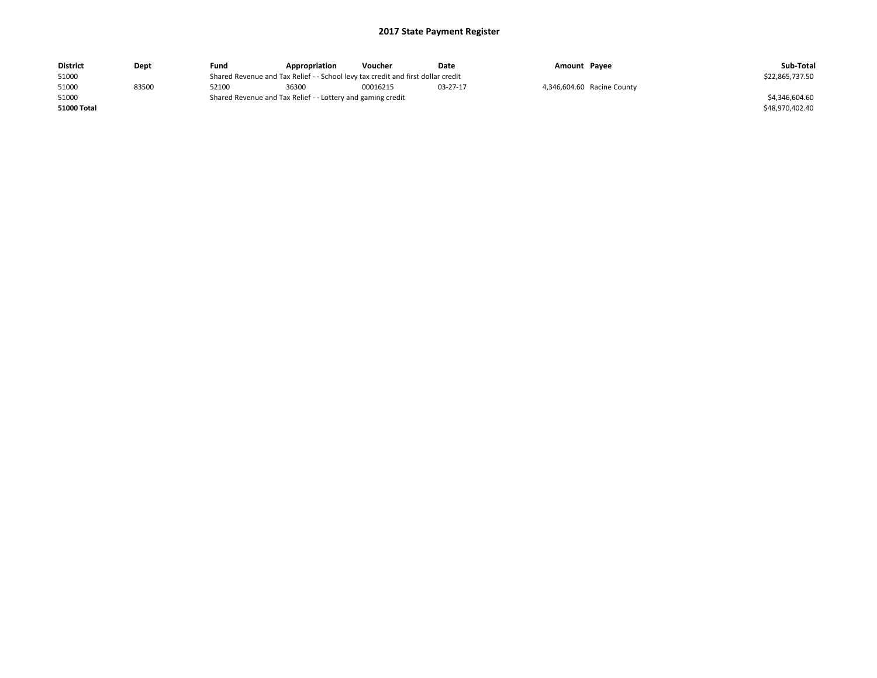## 2017 State Payment Register

| District | Dept | Fund | Appropriation | Voucher | Date | Amount | Payee | Sub-Total |
|---|---|---|---|---|---|---|---|---|
| 51000 | | Shared Revenue and Tax Relief - - School levy tax credit and first dollar credit | | | | | | $22,865,737.50 |
| 51000 | 83500 | 52100 | 36300 | 00016215 | 03-27-17 | 4,346,604.60 | Racine County | |
| 51000 | | Shared Revenue and Tax Relief - - Lottery and gaming credit | | | | | | $4,346,604.60 |
| **51000 Total** | | | | | | | | $48,970,402.40 |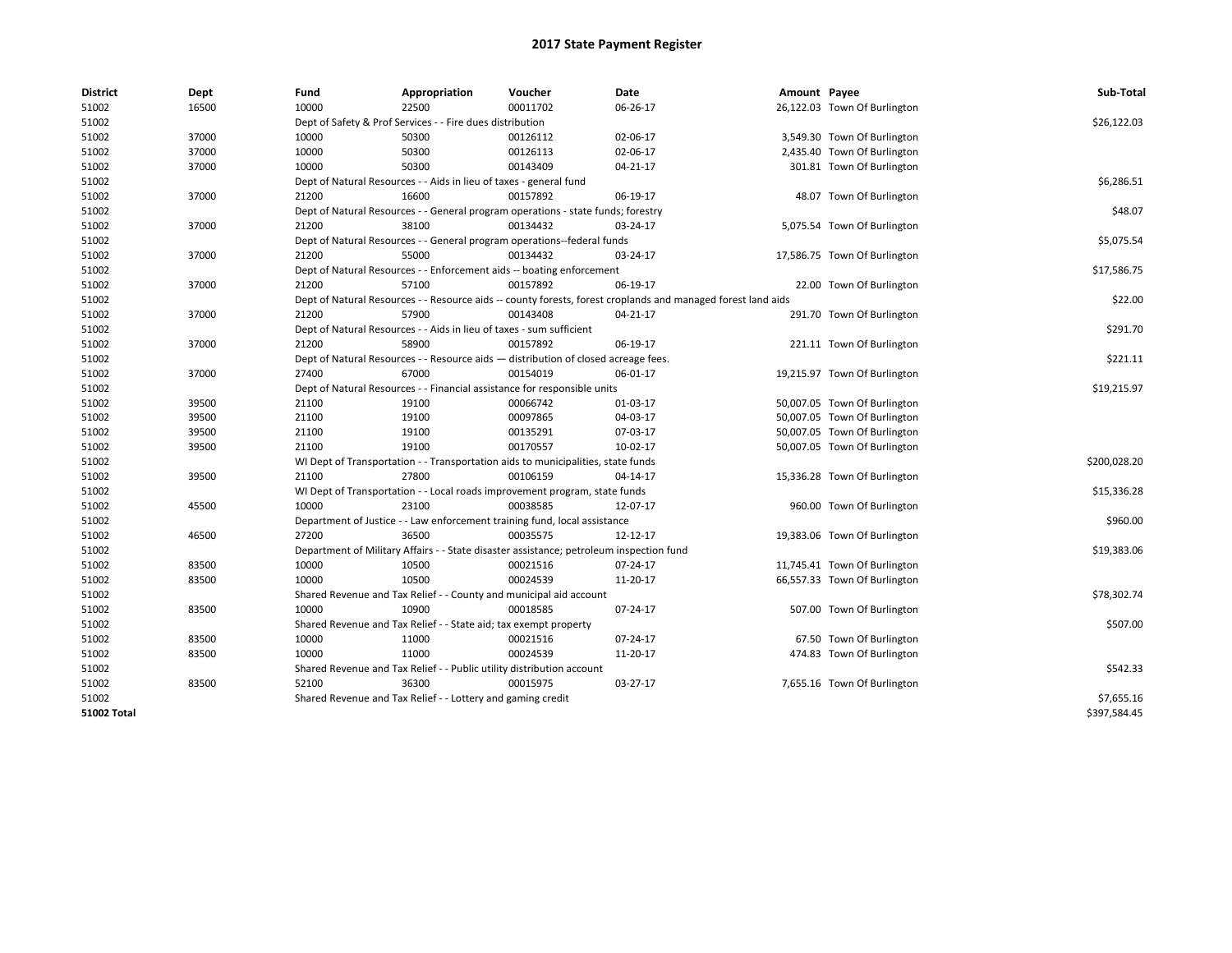# 2017 State Payment Register

| District | Dept | Fund | Appropriation | Voucher | Date | Amount | Payee | Sub-Total |
|---|---|---|---|---|---|---|---|---|
| 51002 | 16500 | 10000 | 22500 | 00011702 | 06-26-17 | 26,122.03 | Town Of Burlington | |
| 51002 | | Dept of Safety & Prof Services - - Fire dues distribution | | | | | | $26,122.03 |
| 51002 | 37000 | 10000 | 50300 | 00126112 | 02-06-17 | 3,549.30 | Town Of Burlington | |
| 51002 | 37000 | 10000 | 50300 | 00126113 | 02-06-17 | 2,435.40 | Town Of Burlington | |
| 51002 | 37000 | 10000 | 50300 | 00143409 | 04-21-17 | 301.81 | Town Of Burlington | |
| 51002 | | Dept of Natural Resources - - Aids in lieu of taxes - general fund | | | | | | $6,286.51 |
| 51002 | 37000 | 21200 | 16600 | 00157892 | 06-19-17 | 48.07 | Town Of Burlington | |
| 51002 | | Dept of Natural Resources - - General program operations - state funds; forestry | | | | | | $48.07 |
| 51002 | 37000 | 21200 | 38100 | 00134432 | 03-24-17 | 5,075.54 | Town Of Burlington | |
| 51002 | | Dept of Natural Resources - - General program operations--federal funds | | | | | | $5,075.54 |
| 51002 | 37000 | 21200 | 55000 | 00134432 | 03-24-17 | 17,586.75 | Town Of Burlington | |
| 51002 | | Dept of Natural Resources - - Enforcement aids -- boating enforcement | | | | | | $17,586.75 |
| 51002 | 37000 | 21200 | 57100 | 00157892 | 06-19-17 | 22.00 | Town Of Burlington | |
| 51002 | | Dept of Natural Resources - - Resource aids -- county forests, forest croplands and managed forest land aids | | | | | | $22.00 |
| 51002 | 37000 | 21200 | 57900 | 00143408 | 04-21-17 | 291.70 | Town Of Burlington | |
| 51002 | | Dept of Natural Resources - - Aids in lieu of taxes - sum sufficient | | | | | | $291.70 |
| 51002 | 37000 | 21200 | 58900 | 00157892 | 06-19-17 | 221.11 | Town Of Burlington | |
| 51002 | | Dept of Natural Resources - - Resource aids — distribution of closed acreage fees. | | | | | | $221.11 |
| 51002 | 37000 | 27400 | 67000 | 00154019 | 06-01-17 | 19,215.97 | Town Of Burlington | |
| 51002 | | Dept of Natural Resources - - Financial assistance for responsible units | | | | | | $19,215.97 |
| 51002 | 39500 | 21100 | 19100 | 00066742 | 01-03-17 | 50,007.05 | Town Of Burlington | |
| 51002 | 39500 | 21100 | 19100 | 00097865 | 04-03-17 | 50,007.05 | Town Of Burlington | |
| 51002 | 39500 | 21100 | 19100 | 00135291 | 07-03-17 | 50,007.05 | Town Of Burlington | |
| 51002 | 39500 | 21100 | 19100 | 00170557 | 10-02-17 | 50,007.05 | Town Of Burlington | |
| 51002 | | WI Dept of Transportation - - Transportation aids to municipalities, state funds | | | | | | $200,028.20 |
| 51002 | 39500 | 21100 | 27800 | 00106159 | 04-14-17 | 15,336.28 | Town Of Burlington | |
| 51002 | | WI Dept of Transportation - - Local roads improvement program, state funds | | | | | | $15,336.28 |
| 51002 | 45500 | 10000 | 23100 | 00038585 | 12-07-17 | 960.00 | Town Of Burlington | |
| 51002 | | Department of Justice - - Law enforcement training fund, local assistance | | | | | | $960.00 |
| 51002 | 46500 | 27200 | 36500 | 00035575 | 12-12-17 | 19,383.06 | Town Of Burlington | |
| 51002 | | Department of Military Affairs - - State disaster assistance; petroleum inspection fund | | | | | | $19,383.06 |
| 51002 | 83500 | 10000 | 10500 | 00021516 | 07-24-17 | 11,745.41 | Town Of Burlington | |
| 51002 | 83500 | 10000 | 10500 | 00024539 | 11-20-17 | 66,557.33 | Town Of Burlington | |
| 51002 | | Shared Revenue and Tax Relief - - County and municipal aid account | | | | | | $78,302.74 |
| 51002 | 83500 | 10000 | 10900 | 00018585 | 07-24-17 | 507.00 | Town Of Burlington | |
| 51002 | | Shared Revenue and Tax Relief - - State aid; tax exempt property | | | | | | $507.00 |
| 51002 | 83500 | 10000 | 11000 | 00021516 | 07-24-17 | 67.50 | Town Of Burlington | |
| 51002 | 83500 | 10000 | 11000 | 00024539 | 11-20-17 | 474.83 | Town Of Burlington | |
| 51002 | | Shared Revenue and Tax Relief - - Public utility distribution account | | | | | | $542.33 |
| 51002 | 83500 | 52100 | 36300 | 00015975 | 03-27-17 | 7,655.16 | Town Of Burlington | |
| 51002 | | Shared Revenue and Tax Relief - - Lottery and gaming credit | | | | | | $7,655.16 |
| **51002 Total** | | | | | | | | $397,584.45 |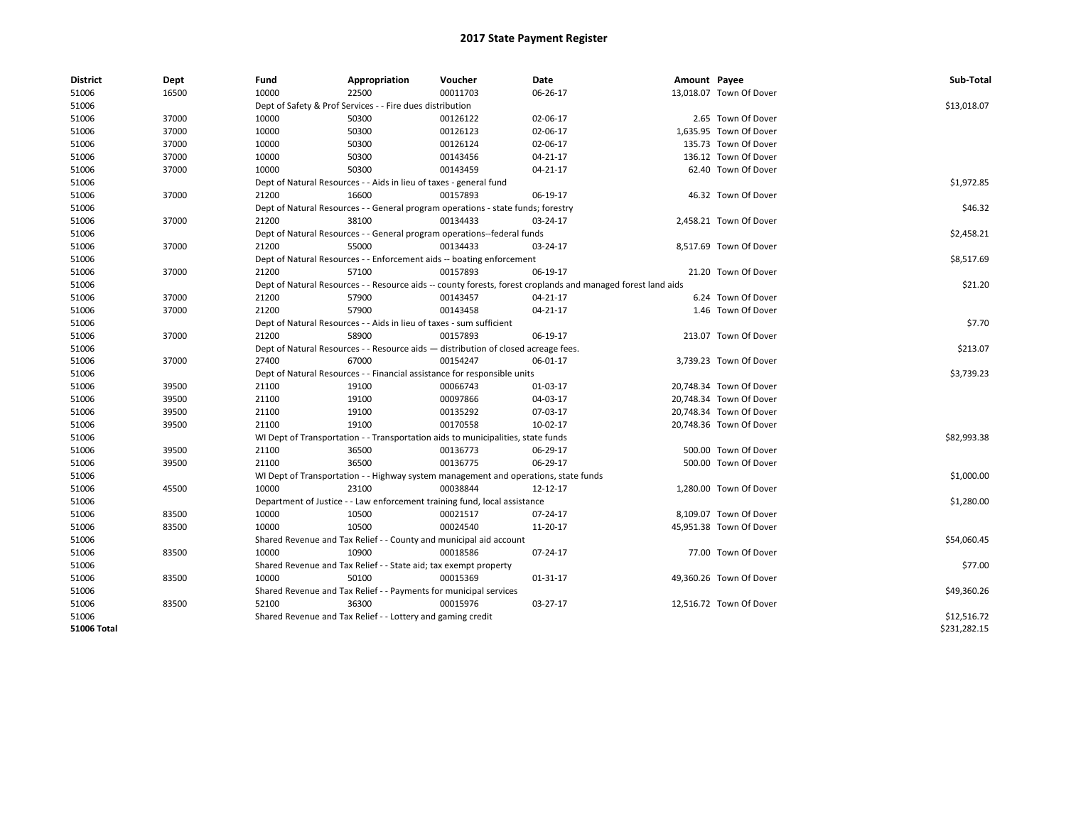# 2017 State Payment Register

| District | Dept | Fund | Appropriation | Voucher | Date | Amount | Payee | Sub-Total |
|---|---|---|---|---|---|---|---|---|
| 51006 | 16500 | 10000 | 22500 | 00011703 | 06-26-17 | 13,018.07 | Town Of Dover | |
| 51006 | | Dept of Safety & Prof Services - - Fire dues distribution | | | | | | $13,018.07 |
| 51006 | 37000 | 10000 | 50300 | 00126122 | 02-06-17 | 2.65 | Town Of Dover | |
| 51006 | 37000 | 10000 | 50300 | 00126123 | 02-06-17 | 1,635.95 | Town Of Dover | |
| 51006 | 37000 | 10000 | 50300 | 00126124 | 02-06-17 | 135.73 | Town Of Dover | |
| 51006 | 37000 | 10000 | 50300 | 00143456 | 04-21-17 | 136.12 | Town Of Dover | |
| 51006 | 37000 | 10000 | 50300 | 00143459 | 04-21-17 | 62.40 | Town Of Dover | |
| 51006 | | Dept of Natural Resources - - Aids in lieu of taxes - general fund | | | | | | $1,972.85 |
| 51006 | 37000 | 21200 | 16600 | 00157893 | 06-19-17 | 46.32 | Town Of Dover | |
| 51006 | | Dept of Natural Resources - - General program operations - state funds; forestry | | | | | | $46.32 |
| 51006 | 37000 | 21200 | 38100 | 00134433 | 03-24-17 | 2,458.21 | Town Of Dover | |
| 51006 | | Dept of Natural Resources - - General program operations--federal funds | | | | | | $2,458.21 |
| 51006 | 37000 | 21200 | 55000 | 00134433 | 03-24-17 | 8,517.69 | Town Of Dover | |
| 51006 | | Dept of Natural Resources - - Enforcement aids -- boating enforcement | | | | | | $8,517.69 |
| 51006 | 37000 | 21200 | 57100 | 00157893 | 06-19-17 | 21.20 | Town Of Dover | |
| 51006 | | Dept of Natural Resources - - Resource aids -- county forests, forest croplands and managed forest land aids | | | | | | $21.20 |
| 51006 | 37000 | 21200 | 57900 | 00143457 | 04-21-17 | 6.24 | Town Of Dover | |
| 51006 | 37000 | 21200 | 57900 | 00143458 | 04-21-17 | 1.46 | Town Of Dover | |
| 51006 | | Dept of Natural Resources - - Aids in lieu of taxes - sum sufficient | | | | | | $7.70 |
| 51006 | 37000 | 21200 | 58900 | 00157893 | 06-19-17 | 213.07 | Town Of Dover | |
| 51006 | | Dept of Natural Resources - - Resource aids — distribution of closed acreage fees. | | | | | | $213.07 |
| 51006 | 37000 | 27400 | 67000 | 00154247 | 06-01-17 | 3,739.23 | Town Of Dover | |
| 51006 | | Dept of Natural Resources - - Financial assistance for responsible units | | | | | | $3,739.23 |
| 51006 | 39500 | 21100 | 19100 | 00066743 | 01-03-17 | 20,748.34 | Town Of Dover | |
| 51006 | 39500 | 21100 | 19100 | 00097866 | 04-03-17 | 20,748.34 | Town Of Dover | |
| 51006 | 39500 | 21100 | 19100 | 00135292 | 07-03-17 | 20,748.34 | Town Of Dover | |
| 51006 | 39500 | 21100 | 19100 | 00170558 | 10-02-17 | 20,748.36 | Town Of Dover | |
| 51006 | | WI Dept of Transportation - - Transportation aids to municipalities, state funds | | | | | | $82,993.38 |
| 51006 | 39500 | 21100 | 36500 | 00136773 | 06-29-17 | 500.00 | Town Of Dover | |
| 51006 | 39500 | 21100 | 36500 | 00136775 | 06-29-17 | 500.00 | Town Of Dover | |
| 51006 | | WI Dept of Transportation - - Highway system management and operations, state funds | | | | | | $1,000.00 |
| 51006 | 45500 | 10000 | 23100 | 00038844 | 12-12-17 | 1,280.00 | Town Of Dover | |
| 51006 | | Department of Justice - - Law enforcement training fund, local assistance | | | | | | $1,280.00 |
| 51006 | 83500 | 10000 | 10500 | 00021517 | 07-24-17 | 8,109.07 | Town Of Dover | |
| 51006 | 83500 | 10000 | 10500 | 00024540 | 11-20-17 | 45,951.38 | Town Of Dover | |
| 51006 | | Shared Revenue and Tax Relief - - County and municipal aid account | | | | | | $54,060.45 |
| 51006 | 83500 | 10000 | 10900 | 00018586 | 07-24-17 | 77.00 | Town Of Dover | |
| 51006 | | Shared Revenue and Tax Relief - - State aid; tax exempt property | | | | | | $77.00 |
| 51006 | 83500 | 10000 | 50100 | 00015369 | 01-31-17 | 49,360.26 | Town Of Dover | |
| 51006 | | Shared Revenue and Tax Relief - - Payments for municipal services | | | | | | $49,360.26 |
| 51006 | 83500 | 52100 | 36300 | 00015976 | 03-27-17 | 12,516.72 | Town Of Dover | |
| 51006 | | Shared Revenue and Tax Relief - - Lottery and gaming credit | | | | | | $12,516.72 |
| **51006 Total** | | | | | | | | $231,282.15 |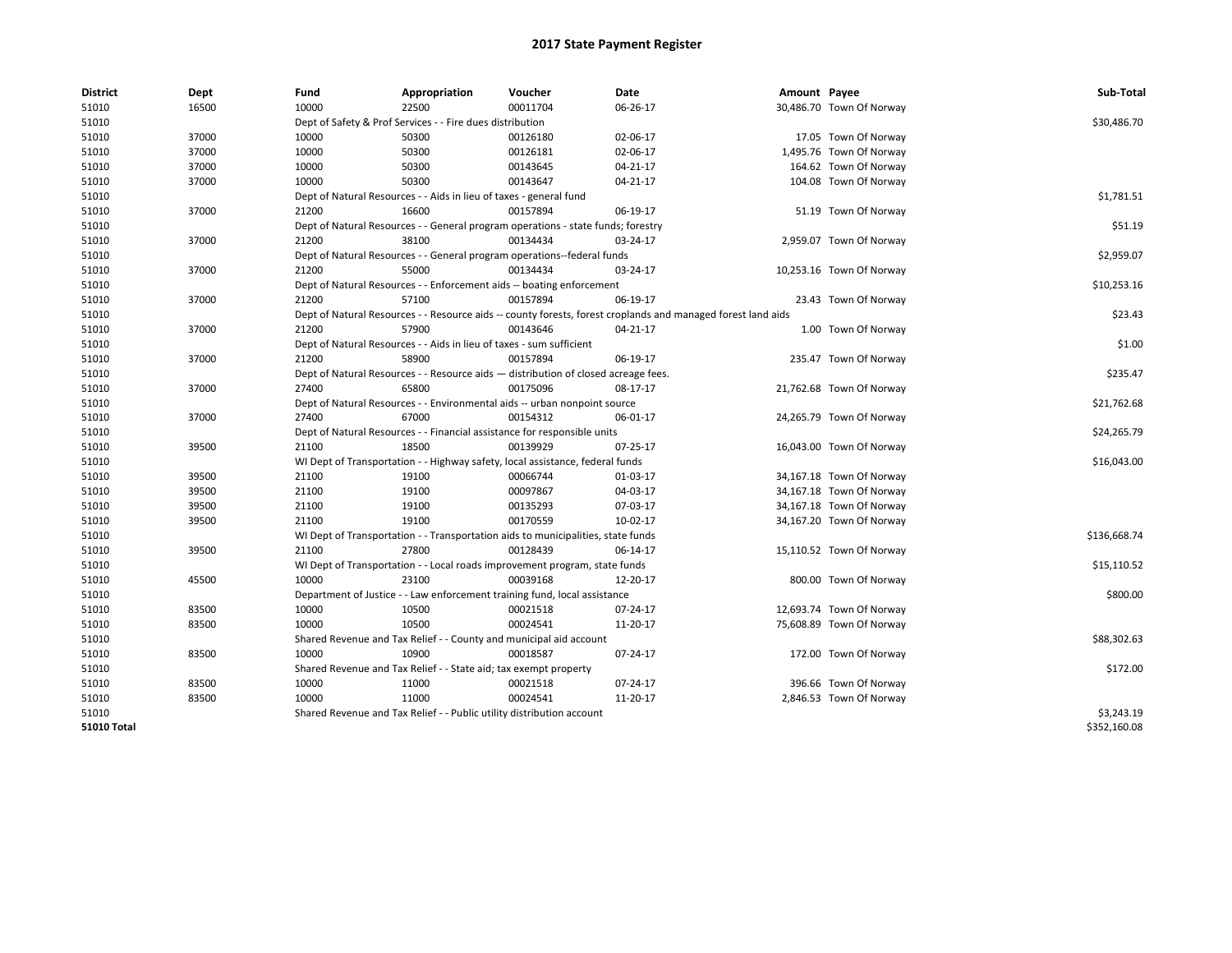# 2017 State Payment Register

| District | Dept | Fund | Appropriation | Voucher | Date | Amount | Payee | Sub-Total |
|---|---|---|---|---|---|---|---|---|
| 51010 | 16500 | 10000 | 22500 | 00011704 | 06-26-17 | 30,486.70 | Town Of Norway | |
| 51010 | | Dept of Safety & Prof Services - - Fire dues distribution | | | | | | $30,486.70 |
| 51010 | 37000 | 10000 | 50300 | 00126180 | 02-06-17 | 17.05 | Town Of Norway | |
| 51010 | 37000 | 10000 | 50300 | 00126181 | 02-06-17 | 1,495.76 | Town Of Norway | |
| 51010 | 37000 | 10000 | 50300 | 00143645 | 04-21-17 | 164.62 | Town Of Norway | |
| 51010 | 37000 | 10000 | 50300 | 00143647 | 04-21-17 | 104.08 | Town Of Norway | |
| 51010 | | Dept of Natural Resources - - Aids in lieu of taxes - general fund | | | | | | $1,781.51 |
| 51010 | 37000 | 21200 | 16600 | 00157894 | 06-19-17 | 51.19 | Town Of Norway | |
| 51010 | | Dept of Natural Resources - - General program operations - state funds; forestry | | | | | | $51.19 |
| 51010 | 37000 | 21200 | 38100 | 00134434 | 03-24-17 | 2,959.07 | Town Of Norway | |
| 51010 | | Dept of Natural Resources - - General program operations--federal funds | | | | | | $2,959.07 |
| 51010 | 37000 | 21200 | 55000 | 00134434 | 03-24-17 | 10,253.16 | Town Of Norway | |
| 51010 | | Dept of Natural Resources - - Enforcement aids -- boating enforcement | | | | | | $10,253.16 |
| 51010 | 37000 | 21200 | 57100 | 00157894 | 06-19-17 | 23.43 | Town Of Norway | |
| 51010 | | Dept of Natural Resources - - Resource aids -- county forests, forest croplands and managed forest land aids | | | | | | $23.43 |
| 51010 | 37000 | 21200 | 57900 | 00143646 | 04-21-17 | 1.00 | Town Of Norway | |
| 51010 | | Dept of Natural Resources - - Aids in lieu of taxes - sum sufficient | | | | | | $1.00 |
| 51010 | 37000 | 21200 | 58900 | 00157894 | 06-19-17 | 235.47 | Town Of Norway | |
| 51010 | | Dept of Natural Resources - - Resource aids — distribution of closed acreage fees. | | | | | | $235.47 |
| 51010 | 37000 | 27400 | 65800 | 00175096 | 08-17-17 | 21,762.68 | Town Of Norway | |
| 51010 | | Dept of Natural Resources - - Environmental aids -- urban nonpoint source | | | | | | $21,762.68 |
| 51010 | 37000 | 27400 | 67000 | 00154312 | 06-01-17 | 24,265.79 | Town Of Norway | |
| 51010 | | Dept of Natural Resources - - Financial assistance for responsible units | | | | | | $24,265.79 |
| 51010 | 39500 | 21100 | 18500 | 00139929 | 07-25-17 | 16,043.00 | Town Of Norway | |
| 51010 | | WI Dept of Transportation - - Highway safety, local assistance, federal funds | | | | | | $16,043.00 |
| 51010 | 39500 | 21100 | 19100 | 00066744 | 01-03-17 | 34,167.18 | Town Of Norway | |
| 51010 | 39500 | 21100 | 19100 | 00097867 | 04-03-17 | 34,167.18 | Town Of Norway | |
| 51010 | 39500 | 21100 | 19100 | 00135293 | 07-03-17 | 34,167.18 | Town Of Norway | |
| 51010 | 39500 | 21100 | 19100 | 00170559 | 10-02-17 | 34,167.20 | Town Of Norway | |
| 51010 | | WI Dept of Transportation - - Transportation aids to municipalities, state funds | | | | | | $136,668.74 |
| 51010 | 39500 | 21100 | 27800 | 00128439 | 06-14-17 | 15,110.52 | Town Of Norway | |
| 51010 | | WI Dept of Transportation - - Local roads improvement program, state funds | | | | | | $15,110.52 |
| 51010 | 45500 | 10000 | 23100 | 00039168 | 12-20-17 | 800.00 | Town Of Norway | |
| 51010 | | Department of Justice - - Law enforcement training fund, local assistance | | | | | | $800.00 |
| 51010 | 83500 | 10000 | 10500 | 00021518 | 07-24-17 | 12,693.74 | Town Of Norway | |
| 51010 | 83500 | 10000 | 10500 | 00024541 | 11-20-17 | 75,608.89 | Town Of Norway | |
| 51010 | | Shared Revenue and Tax Relief - - County and municipal aid account | | | | | | $88,302.63 |
| 51010 | 83500 | 10000 | 10900 | 00018587 | 07-24-17 | 172.00 | Town Of Norway | |
| 51010 | | Shared Revenue and Tax Relief - - State aid; tax exempt property | | | | | | $172.00 |
| 51010 | 83500 | 10000 | 11000 | 00021518 | 07-24-17 | 396.66 | Town Of Norway | |
| 51010 | 83500 | 10000 | 11000 | 00024541 | 11-20-17 | 2,846.53 | Town Of Norway | |
| 51010 | | Shared Revenue and Tax Relief - - Public utility distribution account | | | | | | $3,243.19 |
| **51010 Total** | | | | | | | | $352,160.08 |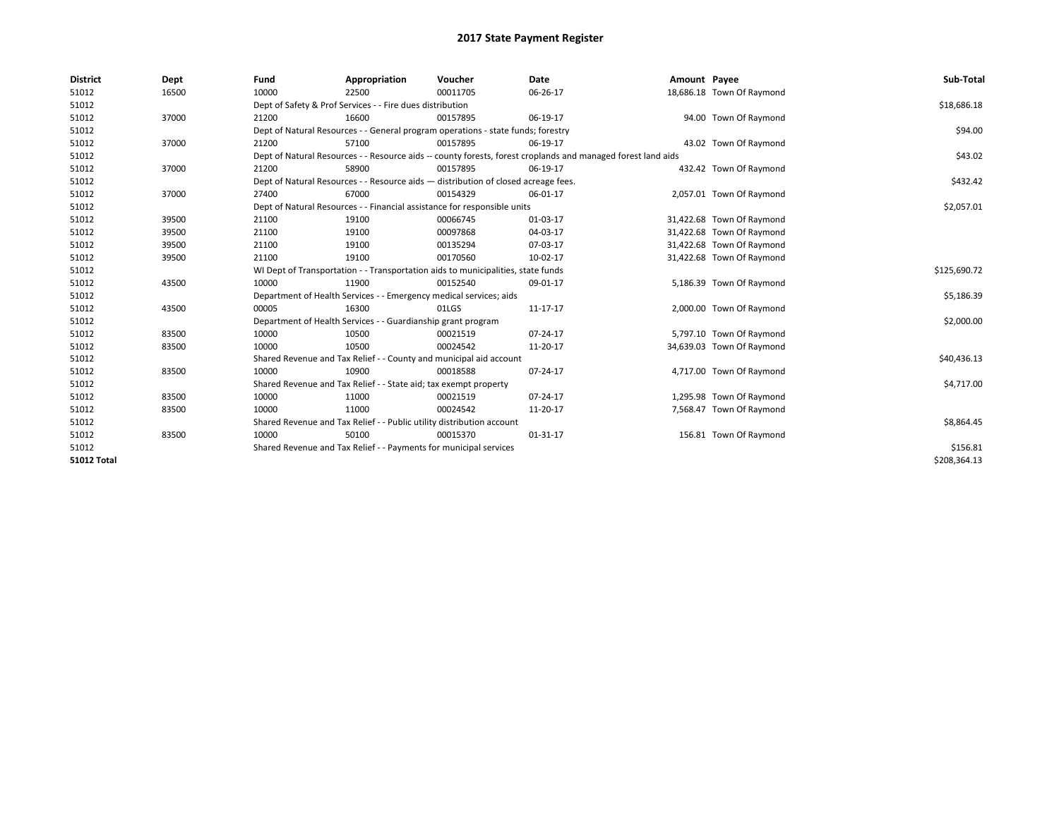# 2017 State Payment Register

| District | Dept | Fund | Appropriation | Voucher | Date | Amount | Payee | Sub-Total |
|---|---|---|---|---|---|---|---|---|
| 51012 | 16500 | 10000 | 22500 | 00011705 | 06-26-17 | 18,686.18 | Town Of Raymond | |
| 51012 | | Dept of Safety & Prof Services - - Fire dues distribution | | | | | | $18,686.18 |
| 51012 | 37000 | 21200 | 16600 | 00157895 | 06-19-17 | 94.00 | Town Of Raymond | |
| 51012 | | Dept of Natural Resources - - General program operations - state funds; forestry | | | | | | $94.00 |
| 51012 | 37000 | 21200 | 57100 | 00157895 | 06-19-17 | 43.02 | Town Of Raymond | |
| 51012 | | Dept of Natural Resources - - Resource aids -- county forests, forest croplands and managed forest land aids | | | | | | $43.02 |
| 51012 | 37000 | 21200 | 58900 | 00157895 | 06-19-17 | 432.42 | Town Of Raymond | |
| 51012 | | Dept of Natural Resources - - Resource aids — distribution of closed acreage fees. | | | | | | $432.42 |
| 51012 | 37000 | 27400 | 67000 | 00154329 | 06-01-17 | 2,057.01 | Town Of Raymond | |
| 51012 | | Dept of Natural Resources - - Financial assistance for responsible units | | | | | | $2,057.01 |
| 51012 | 39500 | 21100 | 19100 | 00066745 | 01-03-17 | 31,422.68 | Town Of Raymond | |
| 51012 | 39500 | 21100 | 19100 | 00097868 | 04-03-17 | 31,422.68 | Town Of Raymond | |
| 51012 | 39500 | 21100 | 19100 | 00135294 | 07-03-17 | 31,422.68 | Town Of Raymond | |
| 51012 | 39500 | 21100 | 19100 | 00170560 | 10-02-17 | 31,422.68 | Town Of Raymond | |
| 51012 | | WI Dept of Transportation - - Transportation aids to municipalities, state funds | | | | | | $125,690.72 |
| 51012 | 43500 | 10000 | 11900 | 00152540 | 09-01-17 | 5,186.39 | Town Of Raymond | |
| 51012 | | Department of Health Services - - Emergency medical services; aids | | | | | | $5,186.39 |
| 51012 | 43500 | 00005 | 16300 | 01LGS | 11-17-17 | 2,000.00 | Town Of Raymond | |
| 51012 | | Department of Health Services - - Guardianship grant program | | | | | | $2,000.00 |
| 51012 | 83500 | 10000 | 10500 | 00021519 | 07-24-17 | 5,797.10 | Town Of Raymond | |
| 51012 | 83500 | 10000 | 10500 | 00024542 | 11-20-17 | 34,639.03 | Town Of Raymond | |
| 51012 | | Shared Revenue and Tax Relief - - County and municipal aid account | | | | | | $40,436.13 |
| 51012 | 83500 | 10000 | 10900 | 00018588 | 07-24-17 | 4,717.00 | Town Of Raymond | |
| 51012 | | Shared Revenue and Tax Relief - - State aid; tax exempt property | | | | | | $4,717.00 |
| 51012 | 83500 | 10000 | 11000 | 00021519 | 07-24-17 | 1,295.98 | Town Of Raymond | |
| 51012 | 83500 | 10000 | 11000 | 00024542 | 11-20-17 | 7,568.47 | Town Of Raymond | |
| 51012 | | Shared Revenue and Tax Relief - - Public utility distribution account | | | | | | $8,864.45 |
| 51012 | 83500 | 10000 | 50100 | 00015370 | 01-31-17 | 156.81 | Town Of Raymond | |
| 51012 | | Shared Revenue and Tax Relief - - Payments for municipal services | | | | | | $156.81 |
| **51012 Total** | | | | | | | | $208,364.13 |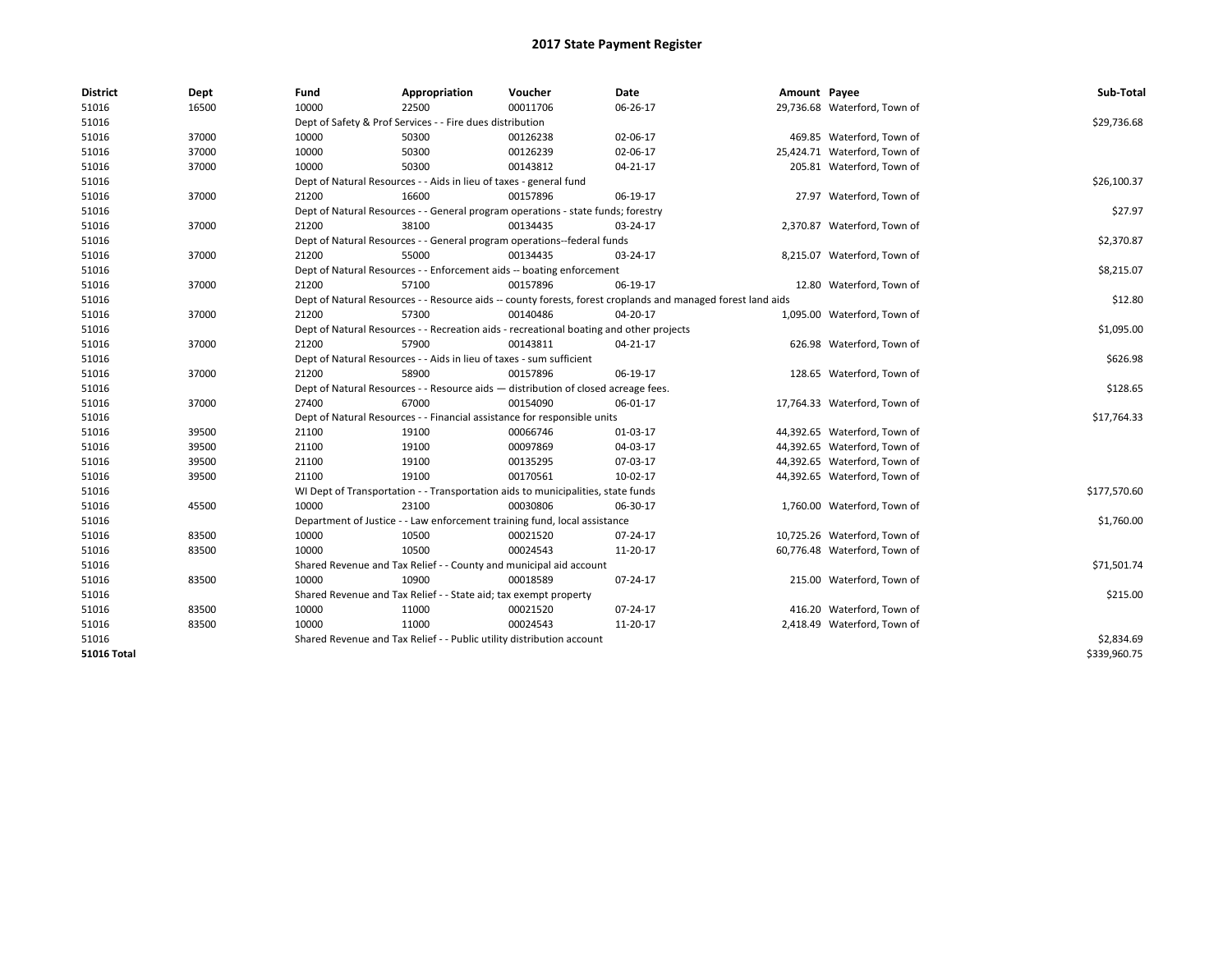# 2017 State Payment Register

| District | Dept | Fund | Appropriation | Voucher | Date | Amount | Payee | Sub-Total |
|---|---|---|---|---|---|---|---|---|
| 51016 | 16500 | 10000 | 22500 | 00011706 | 06-26-17 | 29,736.68 | Waterford, Town of | |
| 51016 | | Dept of Safety & Prof Services - - Fire dues distribution | | | | | | $29,736.68 |
| 51016 | 37000 | 10000 | 50300 | 00126238 | 02-06-17 | 469.85 | Waterford, Town of | |
| 51016 | 37000 | 10000 | 50300 | 00126239 | 02-06-17 | 25,424.71 | Waterford, Town of | |
| 51016 | 37000 | 10000 | 50300 | 00143812 | 04-21-17 | 205.81 | Waterford, Town of | |
| 51016 | | Dept of Natural Resources - - Aids in lieu of taxes - general fund | | | | | | $26,100.37 |
| 51016 | 37000 | 21200 | 16600 | 00157896 | 06-19-17 | 27.97 | Waterford, Town of | |
| 51016 | | Dept of Natural Resources - - General program operations - state funds; forestry | | | | | | $27.97 |
| 51016 | 37000 | 21200 | 38100 | 00134435 | 03-24-17 | 2,370.87 | Waterford, Town of | |
| 51016 | | Dept of Natural Resources - - General program operations--federal funds | | | | | | $2,370.87 |
| 51016 | 37000 | 21200 | 55000 | 00134435 | 03-24-17 | 8,215.07 | Waterford, Town of | |
| 51016 | | Dept of Natural Resources - - Enforcement aids -- boating enforcement | | | | | | $8,215.07 |
| 51016 | 37000 | 21200 | 57100 | 00157896 | 06-19-17 | 12.80 | Waterford, Town of | |
| 51016 | | Dept of Natural Resources - - Resource aids -- county forests, forest croplands and managed forest land aids | | | | | | $12.80 |
| 51016 | 37000 | 21200 | 57300 | 00140486 | 04-20-17 | 1,095.00 | Waterford, Town of | |
| 51016 | | Dept of Natural Resources - - Recreation aids - recreational boating and other projects | | | | | | $1,095.00 |
| 51016 | 37000 | 21200 | 57900 | 00143811 | 04-21-17 | 626.98 | Waterford, Town of | |
| 51016 | | Dept of Natural Resources - - Aids in lieu of taxes - sum sufficient | | | | | | $626.98 |
| 51016 | 37000 | 21200 | 58900 | 00157896 | 06-19-17 | 128.65 | Waterford, Town of | |
| 51016 | | Dept of Natural Resources - - Resource aids — distribution of closed acreage fees. | | | | | | $128.65 |
| 51016 | 37000 | 27400 | 67000 | 00154090 | 06-01-17 | 17,764.33 | Waterford, Town of | |
| 51016 | | Dept of Natural Resources - - Financial assistance for responsible units | | | | | | $17,764.33 |
| 51016 | 39500 | 21100 | 19100 | 00066746 | 01-03-17 | 44,392.65 | Waterford, Town of | |
| 51016 | 39500 | 21100 | 19100 | 00097869 | 04-03-17 | 44,392.65 | Waterford, Town of | |
| 51016 | 39500 | 21100 | 19100 | 00135295 | 07-03-17 | 44,392.65 | Waterford, Town of | |
| 51016 | 39500 | 21100 | 19100 | 00170561 | 10-02-17 | 44,392.65 | Waterford, Town of | |
| 51016 | | WI Dept of Transportation - - Transportation aids to municipalities, state funds | | | | | | $177,570.60 |
| 51016 | 45500 | 10000 | 23100 | 00030806 | 06-30-17 | 1,760.00 | Waterford, Town of | |
| 51016 | | Department of Justice - - Law enforcement training fund, local assistance | | | | | | $1,760.00 |
| 51016 | 83500 | 10000 | 10500 | 00021520 | 07-24-17 | 10,725.26 | Waterford, Town of | |
| 51016 | 83500 | 10000 | 10500 | 00024543 | 11-20-17 | 60,776.48 | Waterford, Town of | |
| 51016 | | Shared Revenue and Tax Relief - - County and municipal aid account | | | | | | $71,501.74 |
| 51016 | 83500 | 10000 | 10900 | 00018589 | 07-24-17 | 215.00 | Waterford, Town of | |
| 51016 | | Shared Revenue and Tax Relief - - State aid; tax exempt property | | | | | | $215.00 |
| 51016 | 83500 | 10000 | 11000 | 00021520 | 07-24-17 | 416.20 | Waterford, Town of | |
| 51016 | 83500 | 10000 | 11000 | 00024543 | 11-20-17 | 2,418.49 | Waterford, Town of | |
| 51016 | | Shared Revenue and Tax Relief - - Public utility distribution account | | | | | | $2,834.69 |
| **51016 Total** | | | | | | | | $339,960.75 |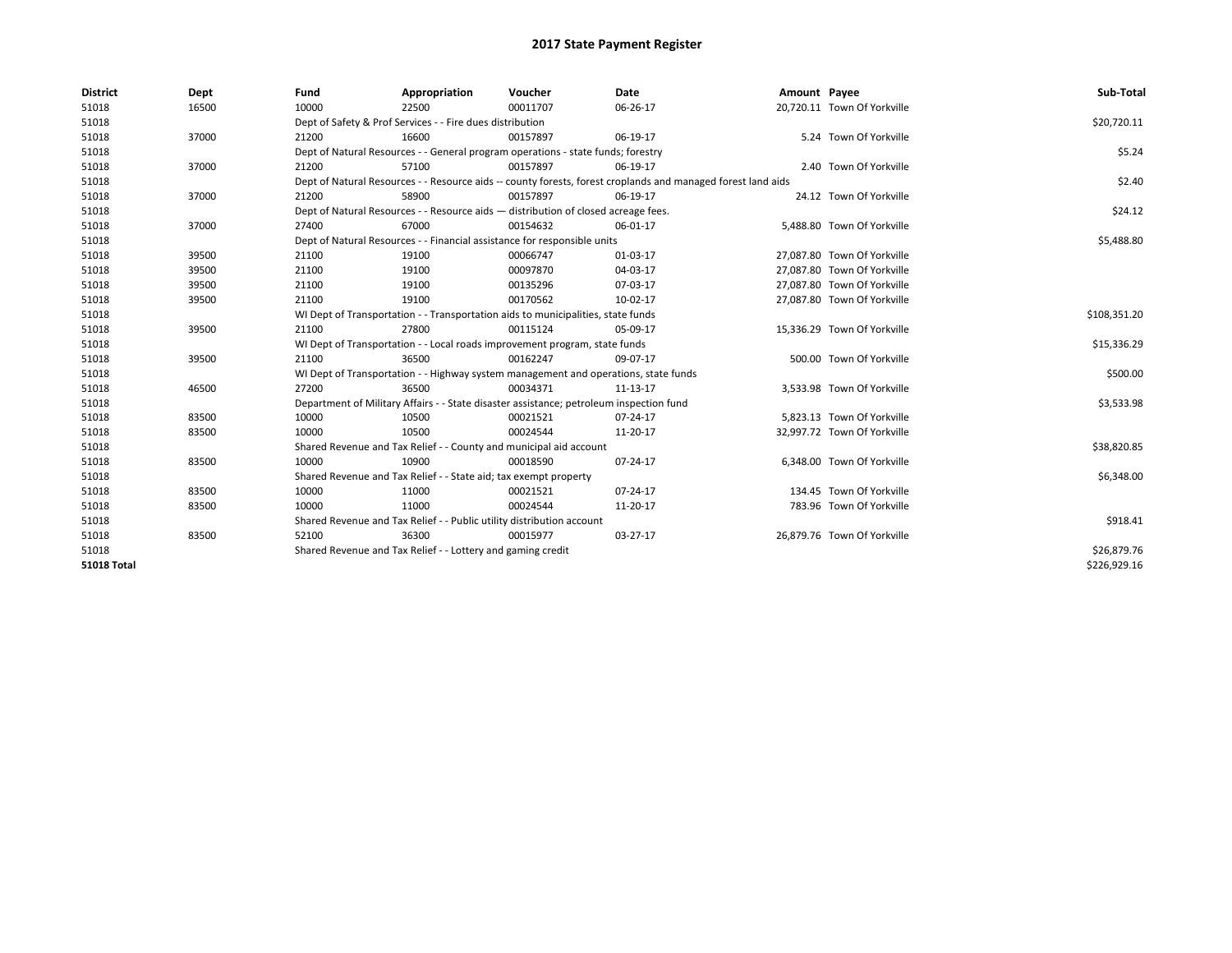# 2017 State Payment Register

| District | Dept | Fund | Appropriation | Voucher | Date | Amount | Payee | Sub-Total |
|---|---|---|---|---|---|---|---|---|
| 51018 | 16500 | 10000 | 22500 | 00011707 | 06-26-17 | 20,720.11 | Town Of Yorkville | |
| 51018 | | Dept of Safety & Prof Services - - Fire dues distribution | | | | | | $20,720.11 |
| 51018 | 37000 | 21200 | 16600 | 00157897 | 06-19-17 | 5.24 | Town Of Yorkville | |
| 51018 | | Dept of Natural Resources - - General program operations - state funds; forestry | | | | | | $5.24 |
| 51018 | 37000 | 21200 | 57100 | 00157897 | 06-19-17 | 2.40 | Town Of Yorkville | |
| 51018 | | Dept of Natural Resources - - Resource aids -- county forests, forest croplands and managed forest land aids | | | | | | $2.40 |
| 51018 | 37000 | 21200 | 58900 | 00157897 | 06-19-17 | 24.12 | Town Of Yorkville | |
| 51018 | | Dept of Natural Resources - - Resource aids — distribution of closed acreage fees. | | | | | | $24.12 |
| 51018 | 37000 | 27400 | 67000 | 00154632 | 06-01-17 | 5,488.80 | Town Of Yorkville | |
| 51018 | | Dept of Natural Resources - - Financial assistance for responsible units | | | | | | $5,488.80 |
| 51018 | 39500 | 21100 | 19100 | 00066747 | 01-03-17 | 27,087.80 | Town Of Yorkville | |
| 51018 | 39500 | 21100 | 19100 | 00097870 | 04-03-17 | 27,087.80 | Town Of Yorkville | |
| 51018 | 39500 | 21100 | 19100 | 00135296 | 07-03-17 | 27,087.80 | Town Of Yorkville | |
| 51018 | 39500 | 21100 | 19100 | 00170562 | 10-02-17 | 27,087.80 | Town Of Yorkville | |
| 51018 | | WI Dept of Transportation - - Transportation aids to municipalities, state funds | | | | | | $108,351.20 |
| 51018 | 39500 | 21100 | 27800 | 00115124 | 05-09-17 | 15,336.29 | Town Of Yorkville | |
| 51018 | | WI Dept of Transportation - - Local roads improvement program, state funds | | | | | | $15,336.29 |
| 51018 | 39500 | 21100 | 36500 | 00162247 | 09-07-17 | 500.00 | Town Of Yorkville | |
| 51018 | | WI Dept of Transportation - - Highway system management and operations, state funds | | | | | | $500.00 |
| 51018 | 46500 | 27200 | 36500 | 00034371 | 11-13-17 | 3,533.98 | Town Of Yorkville | |
| 51018 | | Department of Military Affairs - - State disaster assistance; petroleum inspection fund | | | | | | $3,533.98 |
| 51018 | 83500 | 10000 | 10500 | 00021521 | 07-24-17 | 5,823.13 | Town Of Yorkville | |
| 51018 | 83500 | 10000 | 10500 | 00024544 | 11-20-17 | 32,997.72 | Town Of Yorkville | |
| 51018 | | Shared Revenue and Tax Relief - - County and municipal aid account | | | | | | $38,820.85 |
| 51018 | 83500 | 10000 | 10900 | 00018590 | 07-24-17 | 6,348.00 | Town Of Yorkville | |
| 51018 | | Shared Revenue and Tax Relief - - State aid; tax exempt property | | | | | | $6,348.00 |
| 51018 | 83500 | 10000 | 11000 | 00021521 | 07-24-17 | 134.45 | Town Of Yorkville | |
| 51018 | 83500 | 10000 | 11000 | 00024544 | 11-20-17 | 783.96 | Town Of Yorkville | |
| 51018 | | Shared Revenue and Tax Relief - - Public utility distribution account | | | | | | $918.41 |
| 51018 | 83500 | 52100 | 36300 | 00015977 | 03-27-17 | 26,879.76 | Town Of Yorkville | |
| 51018 | | Shared Revenue and Tax Relief - - Lottery and gaming credit | | | | | | $26,879.76 |
| 51018 Total | | | | | | | | $226,929.16 |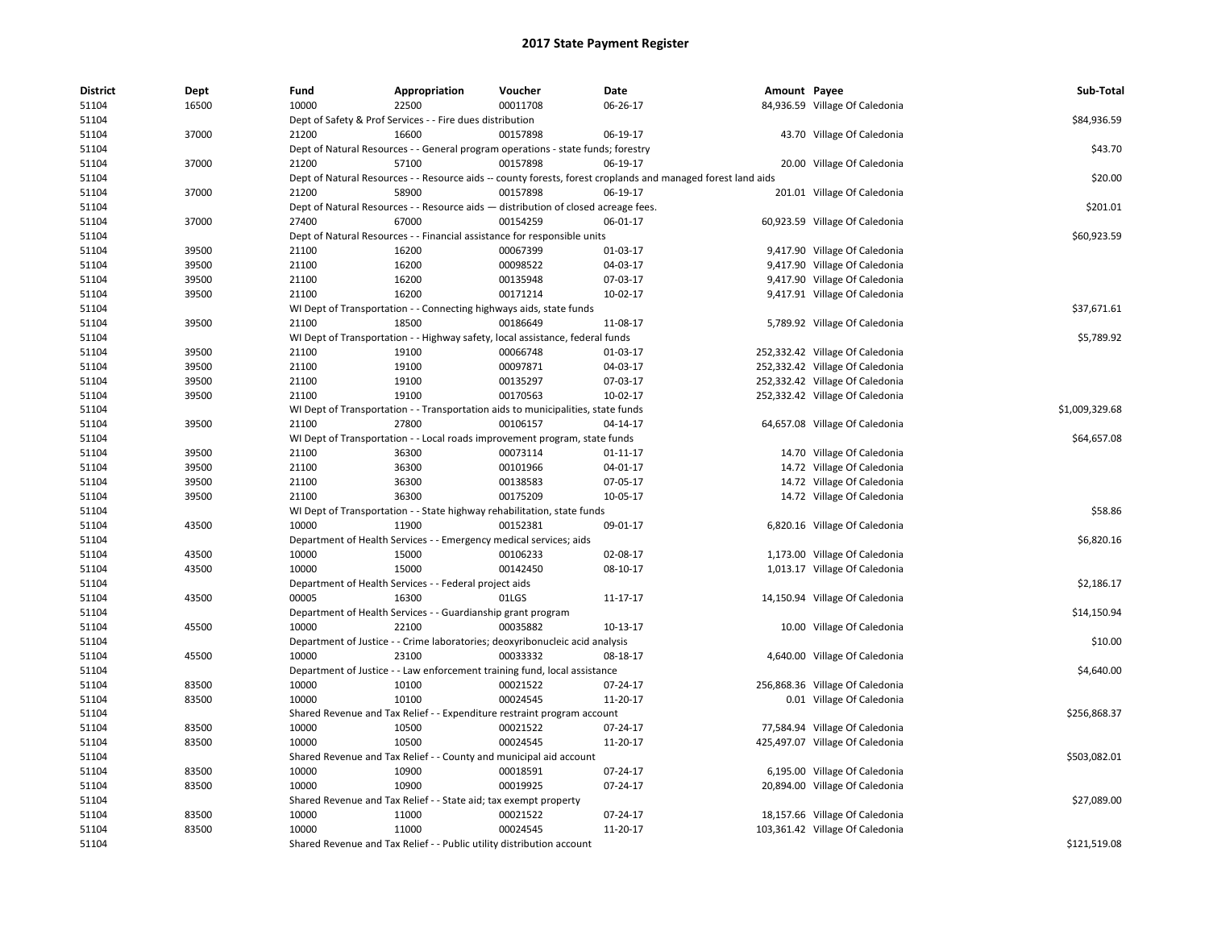# 2017 State Payment Register

| District | Dept | Fund | Appropriation | Voucher | Date | Amount | Payee | Sub-Total |
|---|---|---|---|---|---|---|---|---|
| 51104 | 16500 | 10000 | 22500 | 00011708 | 06-26-17 | 84,936.59 | Village Of Caledonia | |
| 51104 | | Dept of Safety & Prof Services - - Fire dues distribution | | | | | | $84,936.59 |
| 51104 | 37000 | 21200 | 16600 | 00157898 | 06-19-17 | 43.70 | Village Of Caledonia | |
| 51104 | | Dept of Natural Resources - - General program operations - state funds; forestry | | | | | | $43.70 |
| 51104 | 37000 | 21200 | 57100 | 00157898 | 06-19-17 | 20.00 | Village Of Caledonia | |
| 51104 | | Dept of Natural Resources - - Resource aids -- county forests, forest croplands and managed forest land aids | | | | | | $20.00 |
| 51104 | 37000 | 21200 | 58900 | 00157898 | 06-19-17 | 201.01 | Village Of Caledonia | |
| 51104 | | Dept of Natural Resources - - Resource aids — distribution of closed acreage fees. | | | | | | $201.01 |
| 51104 | 37000 | 27400 | 67000 | 00154259 | 06-01-17 | 60,923.59 | Village Of Caledonia | |
| 51104 | | Dept of Natural Resources - - Financial assistance for responsible units | | | | | | $60,923.59 |
| 51104 | 39500 | 21100 | 16200 | 00067399 | 01-03-17 | 9,417.90 | Village Of Caledonia | |
| 51104 | 39500 | 21100 | 16200 | 00098522 | 04-03-17 | 9,417.90 | Village Of Caledonia | |
| 51104 | 39500 | 21100 | 16200 | 00135948 | 07-03-17 | 9,417.90 | Village Of Caledonia | |
| 51104 | 39500 | 21100 | 16200 | 00171214 | 10-02-17 | 9,417.91 | Village Of Caledonia | |
| 51104 | | WI Dept of Transportation - - Connecting highways aids, state funds | | | | | | $37,671.61 |
| 51104 | 39500 | 21100 | 18500 | 00186649 | 11-08-17 | 5,789.92 | Village Of Caledonia | |
| 51104 | | WI Dept of Transportation - - Highway safety, local assistance, federal funds | | | | | | $5,789.92 |
| 51104 | 39500 | 21100 | 19100 | 00066748 | 01-03-17 | 252,332.42 | Village Of Caledonia | |
| 51104 | 39500 | 21100 | 19100 | 00097871 | 04-03-17 | 252,332.42 | Village Of Caledonia | |
| 51104 | 39500 | 21100 | 19100 | 00135297 | 07-03-17 | 252,332.42 | Village Of Caledonia | |
| 51104 | 39500 | 21100 | 19100 | 00170563 | 10-02-17 | 252,332.42 | Village Of Caledonia | |
| 51104 | | WI Dept of Transportation - - Transportation aids to municipalities, state funds | | | | | | $1,009,329.68 |
| 51104 | 39500 | 21100 | 27800 | 00106157 | 04-14-17 | 64,657.08 | Village Of Caledonia | |
| 51104 | | WI Dept of Transportation - - Local roads improvement program, state funds | | | | | | $64,657.08 |
| 51104 | 39500 | 21100 | 36300 | 00073114 | 01-11-17 | 14.70 | Village Of Caledonia | |
| 51104 | 39500 | 21100 | 36300 | 00101966 | 04-01-17 | 14.72 | Village Of Caledonia | |
| 51104 | 39500 | 21100 | 36300 | 00138583 | 07-05-17 | 14.72 | Village Of Caledonia | |
| 51104 | 39500 | 21100 | 36300 | 00175209 | 10-05-17 | 14.72 | Village Of Caledonia | |
| 51104 | | WI Dept of Transportation - - State highway rehabilitation, state funds | | | | | | $58.86 |
| 51104 | 43500 | 10000 | 11900 | 00152381 | 09-01-17 | 6,820.16 | Village Of Caledonia | |
| 51104 | | Department of Health Services - - Emergency medical services; aids | | | | | | $6,820.16 |
| 51104 | 43500 | 10000 | 15000 | 00106233 | 02-08-17 | 1,173.00 | Village Of Caledonia | |
| 51104 | 43500 | 10000 | 15000 | 00142450 | 08-10-17 | 1,013.17 | Village Of Caledonia | |
| 51104 | | Department of Health Services - - Federal project aids | | | | | | $2,186.17 |
| 51104 | 43500 | 00005 | 16300 | 01LGS | 11-17-17 | 14,150.94 | Village Of Caledonia | |
| 51104 | | Department of Health Services - - Guardianship grant program | | | | | | $14,150.94 |
| 51104 | 45500 | 10000 | 22100 | 00035882 | 10-13-17 | 10.00 | Village Of Caledonia | |
| 51104 | | Department of Justice - - Crime laboratories; deoxyribonucleic acid analysis | | | | | | $10.00 |
| 51104 | 45500 | 10000 | 23100 | 00033332 | 08-18-17 | 4,640.00 | Village Of Caledonia | |
| 51104 | | Department of Justice - - Law enforcement training fund, local assistance | | | | | | $4,640.00 |
| 51104 | 83500 | 10000 | 10100 | 00021522 | 07-24-17 | 256,868.36 | Village Of Caledonia | |
| 51104 | 83500 | 10000 | 10100 | 00024545 | 11-20-17 | 0.01 | Village Of Caledonia | |
| 51104 | | Shared Revenue and Tax Relief - - Expenditure restraint program account | | | | | | $256,868.37 |
| 51104 | 83500 | 10000 | 10500 | 00021522 | 07-24-17 | 77,584.94 | Village Of Caledonia | |
| 51104 | 83500 | 10000 | 10500 | 00024545 | 11-20-17 | 425,497.07 | Village Of Caledonia | |
| 51104 | | Shared Revenue and Tax Relief - - County and municipal aid account | | | | | | $503,082.01 |
| 51104 | 83500 | 10000 | 10900 | 00018591 | 07-24-17 | 6,195.00 | Village Of Caledonia | |
| 51104 | 83500 | 10000 | 10900 | 00019925 | 07-24-17 | 20,894.00 | Village Of Caledonia | |
| 51104 | | Shared Revenue and Tax Relief - - State aid; tax exempt property | | | | | | $27,089.00 |
| 51104 | 83500 | 10000 | 11000 | 00021522 | 07-24-17 | 18,157.66 | Village Of Caledonia | |
| 51104 | 83500 | 10000 | 11000 | 00024545 | 11-20-17 | 103,361.42 | Village Of Caledonia | |
| 51104 | | Shared Revenue and Tax Relief - - Public utility distribution account | | | | | | $121,519.08 |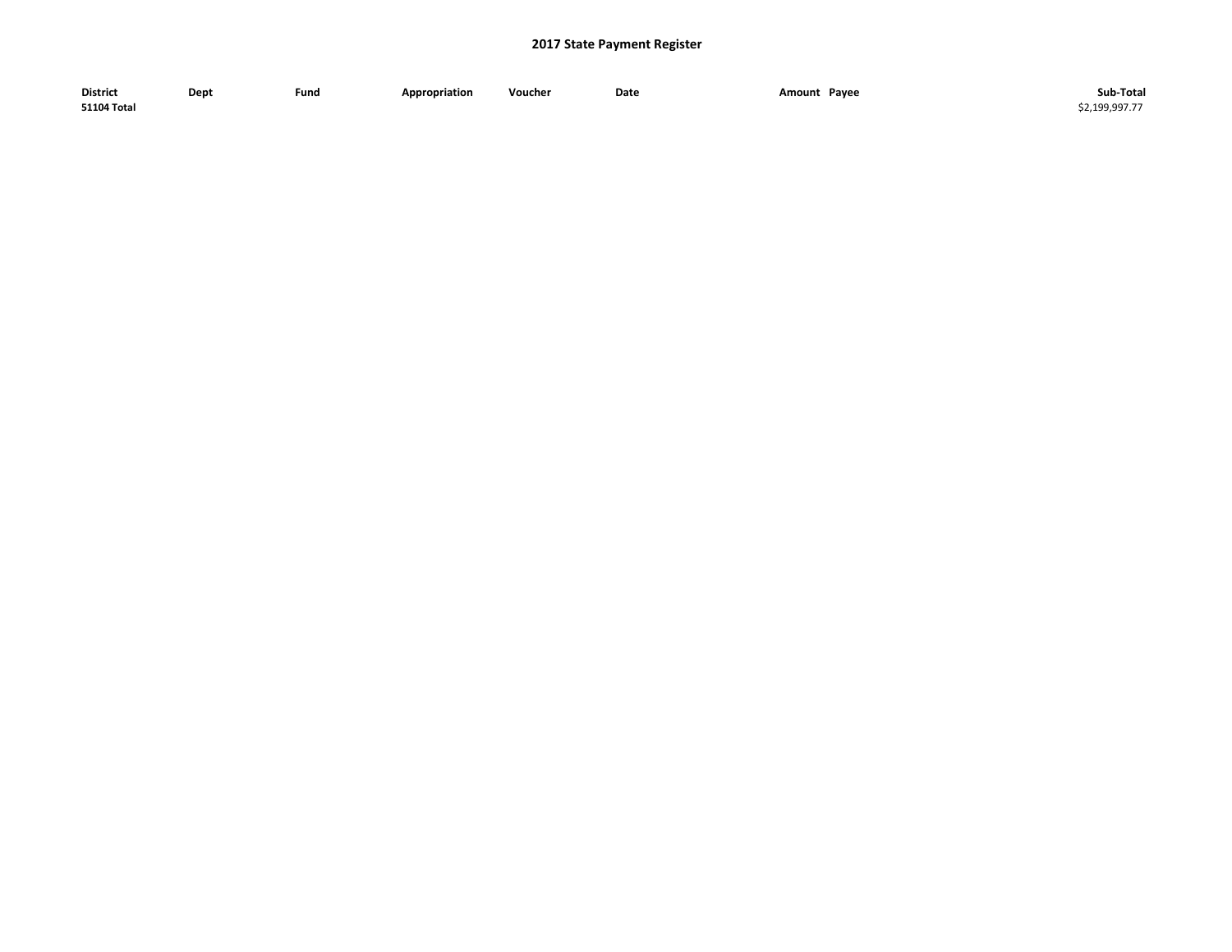## 2017 State Payment Register

| District | Dept | Fund | Appropriation | Voucher | Date | Amount | Payee | Sub-Total |
|---|---|---|---|---|---|---|---|---|
| **51104 Total** | | | | | | | | $2,199,997.77 |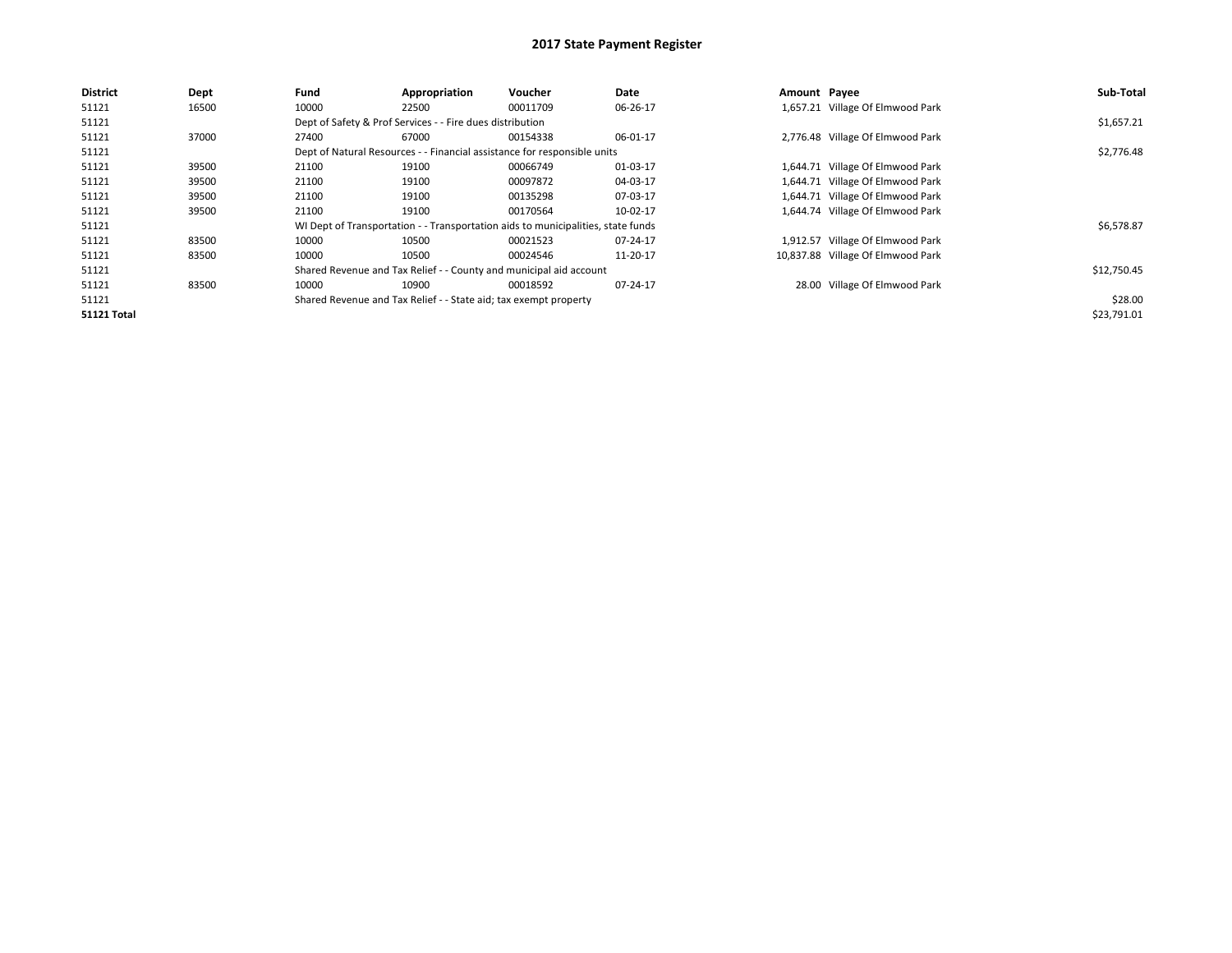# 2017 State Payment Register

| District | Dept | Fund | Appropriation | Voucher | Date | Amount | Payee | Sub-Total |
|---|---|---|---|---|---|---|---|---|
| 51121 | 16500 | 10000 | 22500 | 00011709 | 06-26-17 | 1,657.21 | Village Of Elmwood Park | |
| 51121 | | Dept of Safety & Prof Services - - Fire dues distribution | | | | | | $1,657.21 |
| 51121 | 37000 | 27400 | 67000 | 00154338 | 06-01-17 | 2,776.48 | Village Of Elmwood Park | |
| 51121 | | Dept of Natural Resources - - Financial assistance for responsible units | | | | | | $2,776.48 |
| 51121 | 39500 | 21100 | 19100 | 00066749 | 01-03-17 | 1,644.71 | Village Of Elmwood Park | |
| 51121 | 39500 | 21100 | 19100 | 00097872 | 04-03-17 | 1,644.71 | Village Of Elmwood Park | |
| 51121 | 39500 | 21100 | 19100 | 00135298 | 07-03-17 | 1,644.71 | Village Of Elmwood Park | |
| 51121 | 39500 | 21100 | 19100 | 00170564 | 10-02-17 | 1,644.74 | Village Of Elmwood Park | |
| 51121 | | WI Dept of Transportation - - Transportation aids to municipalities, state funds | | | | | | $6,578.87 |
| 51121 | 83500 | 10000 | 10500 | 00021523 | 07-24-17 | 1,912.57 | Village Of Elmwood Park | |
| 51121 | 83500 | 10000 | 10500 | 00024546 | 11-20-17 | 10,837.88 | Village Of Elmwood Park | |
| 51121 | | Shared Revenue and Tax Relief - - County and municipal aid account | | | | | | $12,750.45 |
| 51121 | 83500 | 10000 | 10900 | 00018592 | 07-24-17 | 28.00 | Village Of Elmwood Park | |
| 51121 | | Shared Revenue and Tax Relief - - State aid; tax exempt property | | | | | | $28.00 |
| **51121 Total** | | | | | | | | $23,791.01 |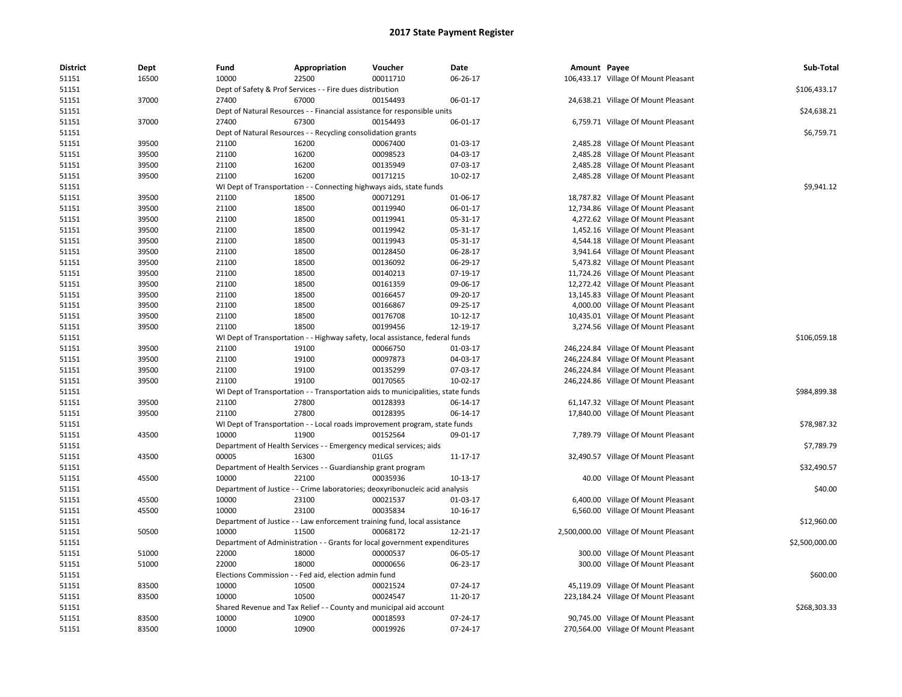# 2017 State Payment Register

| District | Dept | Fund | Appropriation | Voucher | Date | Amount | Payee | Sub-Total |
|---|---|---|---|---|---|---|---|---|
| 51151 | 16500 | 10000 | 22500 | 00011710 | 06-26-17 | 106,433.17 | Village Of Mount Pleasant | |
| 51151 | | Dept of Safety & Prof Services - - Fire dues distribution | | | | | | $106,433.17 |
| 51151 | 37000 | 27400 | 67000 | 00154493 | 06-01-17 | 24,638.21 | Village Of Mount Pleasant | |
| 51151 | | Dept of Natural Resources - - Financial assistance for responsible units | | | | | | $24,638.21 |
| 51151 | 37000 | 27400 | 67300 | 00154493 | 06-01-17 | 6,759.71 | Village Of Mount Pleasant | |
| 51151 | | Dept of Natural Resources - - Recycling consolidation grants | | | | | | $6,759.71 |
| 51151 | 39500 | 21100 | 16200 | 00067400 | 01-03-17 | 2,485.28 | Village Of Mount Pleasant | |
| 51151 | 39500 | 21100 | 16200 | 00098523 | 04-03-17 | 2,485.28 | Village Of Mount Pleasant | |
| 51151 | 39500 | 21100 | 16200 | 00135949 | 07-03-17 | 2,485.28 | Village Of Mount Pleasant | |
| 51151 | 39500 | 21100 | 16200 | 00171215 | 10-02-17 | 2,485.28 | Village Of Mount Pleasant | |
| 51151 | | WI Dept of Transportation - - Connecting highways aids, state funds | | | | | | $9,941.12 |
| 51151 | 39500 | 21100 | 18500 | 00071291 | 01-06-17 | 18,787.82 | Village Of Mount Pleasant | |
| 51151 | 39500 | 21100 | 18500 | 00119940 | 06-01-17 | 12,734.86 | Village Of Mount Pleasant | |
| 51151 | 39500 | 21100 | 18500 | 00119941 | 05-31-17 | 4,272.62 | Village Of Mount Pleasant | |
| 51151 | 39500 | 21100 | 18500 | 00119942 | 05-31-17 | 1,452.16 | Village Of Mount Pleasant | |
| 51151 | 39500 | 21100 | 18500 | 00119943 | 05-31-17 | 4,544.18 | Village Of Mount Pleasant | |
| 51151 | 39500 | 21100 | 18500 | 00128450 | 06-28-17 | 3,941.64 | Village Of Mount Pleasant | |
| 51151 | 39500 | 21100 | 18500 | 00136092 | 06-29-17 | 5,473.82 | Village Of Mount Pleasant | |
| 51151 | 39500 | 21100 | 18500 | 00140213 | 07-19-17 | 11,724.26 | Village Of Mount Pleasant | |
| 51151 | 39500 | 21100 | 18500 | 00161359 | 09-06-17 | 12,272.42 | Village Of Mount Pleasant | |
| 51151 | 39500 | 21100 | 18500 | 00166457 | 09-20-17 | 13,145.83 | Village Of Mount Pleasant | |
| 51151 | 39500 | 21100 | 18500 | 00166867 | 09-25-17 | 4,000.00 | Village Of Mount Pleasant | |
| 51151 | 39500 | 21100 | 18500 | 00176708 | 10-12-17 | 10,435.01 | Village Of Mount Pleasant | |
| 51151 | 39500 | 21100 | 18500 | 00199456 | 12-19-17 | 3,274.56 | Village Of Mount Pleasant | |
| 51151 | | WI Dept of Transportation - - Highway safety, local assistance, federal funds | | | | | | $106,059.18 |
| 51151 | 39500 | 21100 | 19100 | 00066750 | 01-03-17 | 246,224.84 | Village Of Mount Pleasant | |
| 51151 | 39500 | 21100 | 19100 | 00097873 | 04-03-17 | 246,224.84 | Village Of Mount Pleasant | |
| 51151 | 39500 | 21100 | 19100 | 00135299 | 07-03-17 | 246,224.84 | Village Of Mount Pleasant | |
| 51151 | 39500 | 21100 | 19100 | 00170565 | 10-02-17 | 246,224.86 | Village Of Mount Pleasant | |
| 51151 | | WI Dept of Transportation - - Transportation aids to municipalities, state funds | | | | | | $984,899.38 |
| 51151 | 39500 | 21100 | 27800 | 00128393 | 06-14-17 | 61,147.32 | Village Of Mount Pleasant | |
| 51151 | 39500 | 21100 | 27800 | 00128395 | 06-14-17 | 17,840.00 | Village Of Mount Pleasant | |
| 51151 | | WI Dept of Transportation - - Local roads improvement program, state funds | | | | | | $78,987.32 |
| 51151 | 43500 | 10000 | 11900 | 00152564 | 09-01-17 | 7,789.79 | Village Of Mount Pleasant | |
| 51151 | | Department of Health Services - - Emergency medical services; aids | | | | | | $7,789.79 |
| 51151 | 43500 | 00005 | 16300 | 01LGS | 11-17-17 | 32,490.57 | Village Of Mount Pleasant | |
| 51151 | | Department of Health Services - - Guardianship grant program | | | | | | $32,490.57 |
| 51151 | 45500 | 10000 | 22100 | 00035936 | 10-13-17 | 40.00 | Village Of Mount Pleasant | |
| 51151 | | Department of Justice - - Crime laboratories; deoxyribonucleic acid analysis | | | | | | $40.00 |
| 51151 | 45500 | 10000 | 23100 | 00021537 | 01-03-17 | 6,400.00 | Village Of Mount Pleasant | |
| 51151 | 45500 | 10000 | 23100 | 00035834 | 10-16-17 | 6,560.00 | Village Of Mount Pleasant | |
| 51151 | | Department of Justice - - Law enforcement training fund, local assistance | | | | | | $12,960.00 |
| 51151 | 50500 | 10000 | 11500 | 00068172 | 12-21-17 | 2,500,000.00 | Village Of Mount Pleasant | |
| 51151 | | Department of Administration - - Grants for local government expenditures | | | | | | $2,500,000.00 |
| 51151 | 51000 | 22000 | 18000 | 00000537 | 06-05-17 | 300.00 | Village Of Mount Pleasant | |
| 51151 | 51000 | 22000 | 18000 | 00000656 | 06-23-17 | 300.00 | Village Of Mount Pleasant | |
| 51151 | | Elections Commission - - Fed aid, election admin fund | | | | | | $600.00 |
| 51151 | 83500 | 10000 | 10500 | 00021524 | 07-24-17 | 45,119.09 | Village Of Mount Pleasant | |
| 51151 | 83500 | 10000 | 10500 | 00024547 | 11-20-17 | 223,184.24 | Village Of Mount Pleasant | |
| 51151 | | Shared Revenue and Tax Relief - - County and municipal aid account | | | | | | $268,303.33 |
| 51151 | 83500 | 10000 | 10900 | 00018593 | 07-24-17 | 90,745.00 | Village Of Mount Pleasant | |
| 51151 | 83500 | 10000 | 10900 | 00019926 | 07-24-17 | 270,564.00 | Village Of Mount Pleasant | |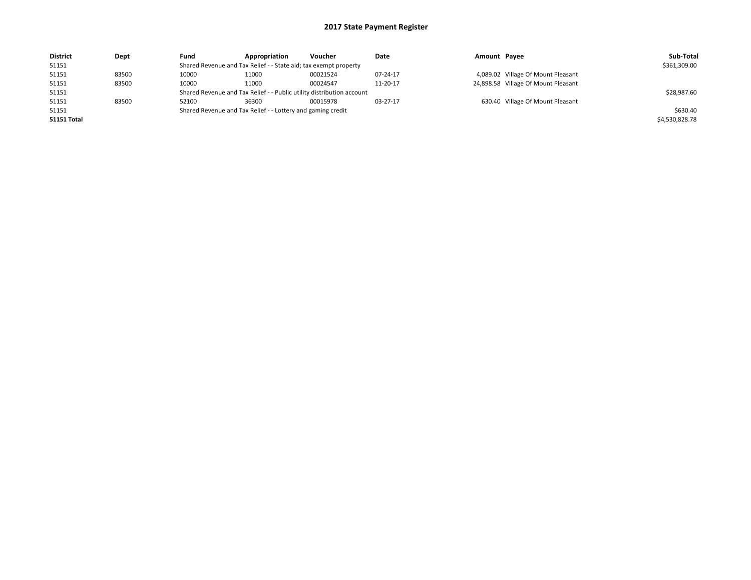# 2017 State Payment Register

| District | Dept | Fund | Appropriation | Voucher | Date | Amount | Payee | Sub-Total |
|---|---|---|---|---|---|---|---|---|
| 51151 | | Shared Revenue and Tax Relief - - State aid; tax exempt property | | | | | | $361,309.00 |
| 51151 | 83500 | 10000 | 11000 | 00021524 | 07-24-17 | 4,089.02 | Village Of Mount Pleasant | |
| 51151 | 83500 | 10000 | 11000 | 00024547 | 11-20-17 | 24,898.58 | Village Of Mount Pleasant | |
| 51151 | | Shared Revenue and Tax Relief - - Public utility distribution account | | | | | | $28,987.60 |
| 51151 | 83500 | 52100 | 36300 | 00015978 | 03-27-17 | 630.40 | Village Of Mount Pleasant | |
| 51151 | | Shared Revenue and Tax Relief - - Lottery and gaming credit | | | | | | $630.40 |
| **51151 Total** | | | | | | | | $4,530,828.78 |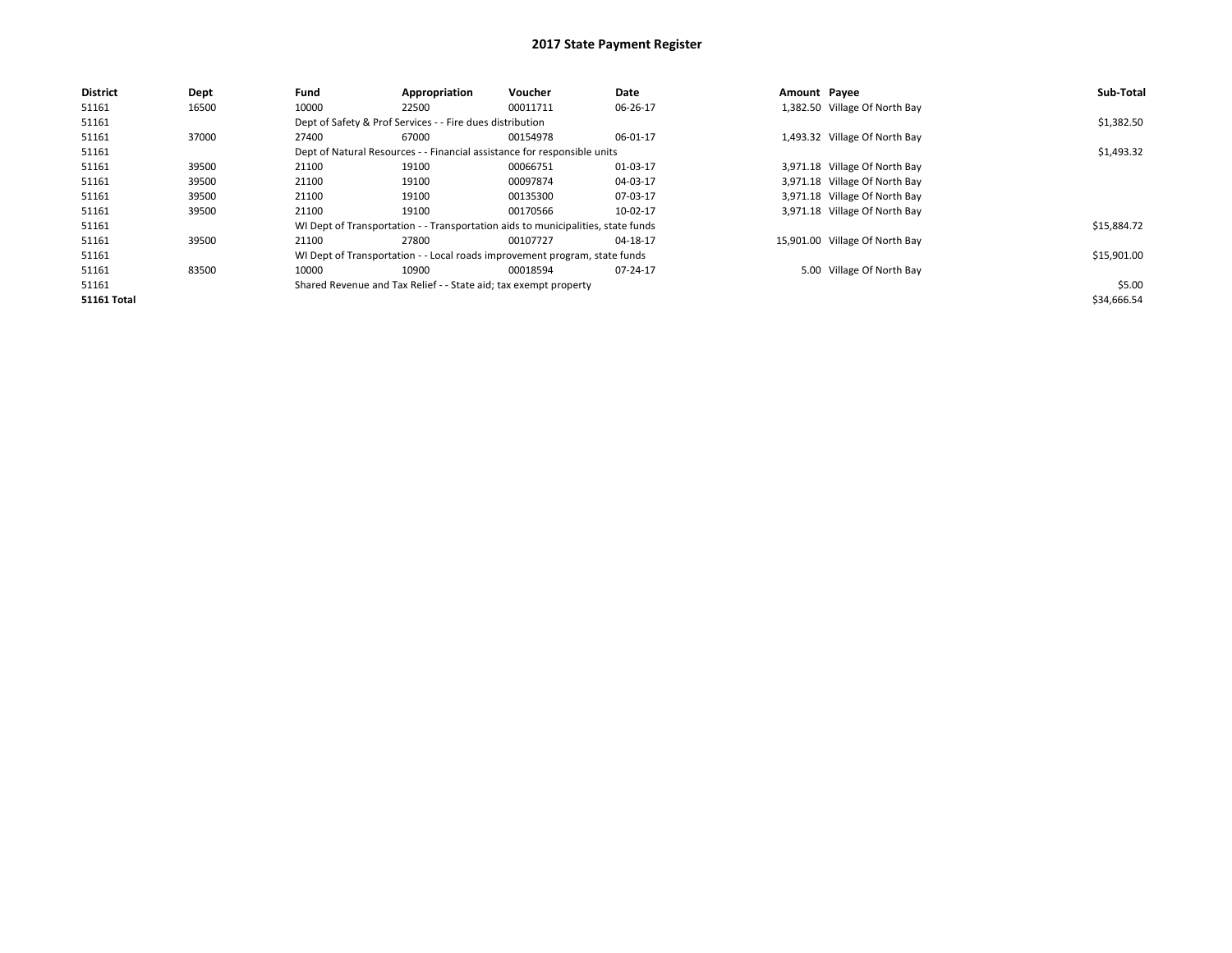# 2017 State Payment Register

| District | Dept | Fund | Appropriation | Voucher | Date | Amount | Payee | Sub-Total |
|---|---|---|---|---|---|---|---|---|
| 51161 | 16500 | 10000 | 22500 | 00011711 | 06-26-17 | 1,382.50 | Village Of North Bay | |
| 51161 | | Dept of Safety & Prof Services - - Fire dues distribution | | | | | | $1,382.50 |
| 51161 | 37000 | 27400 | 67000 | 00154978 | 06-01-17 | 1,493.32 | Village Of North Bay | |
| 51161 | | Dept of Natural Resources - - Financial assistance for responsible units | | | | | | $1,493.32 |
| 51161 | 39500 | 21100 | 19100 | 00066751 | 01-03-17 | 3,971.18 | Village Of North Bay | |
| 51161 | 39500 | 21100 | 19100 | 00097874 | 04-03-17 | 3,971.18 | Village Of North Bay | |
| 51161 | 39500 | 21100 | 19100 | 00135300 | 07-03-17 | 3,971.18 | Village Of North Bay | |
| 51161 | 39500 | 21100 | 19100 | 00170566 | 10-02-17 | 3,971.18 | Village Of North Bay | |
| 51161 | | WI Dept of Transportation - - Transportation aids to municipalities, state funds | | | | | | $15,884.72 |
| 51161 | 39500 | 21100 | 27800 | 00107727 | 04-18-17 | 15,901.00 | Village Of North Bay | |
| 51161 | | WI Dept of Transportation - - Local roads improvement program, state funds | | | | | | $15,901.00 |
| 51161 | 83500 | 10000 | 10900 | 00018594 | 07-24-17 | 5.00 | Village Of North Bay | |
| 51161 | | Shared Revenue and Tax Relief - - State aid; tax exempt property | | | | | | $5.00 |
| **51161 Total** | | | | | | | | $34,666.54 |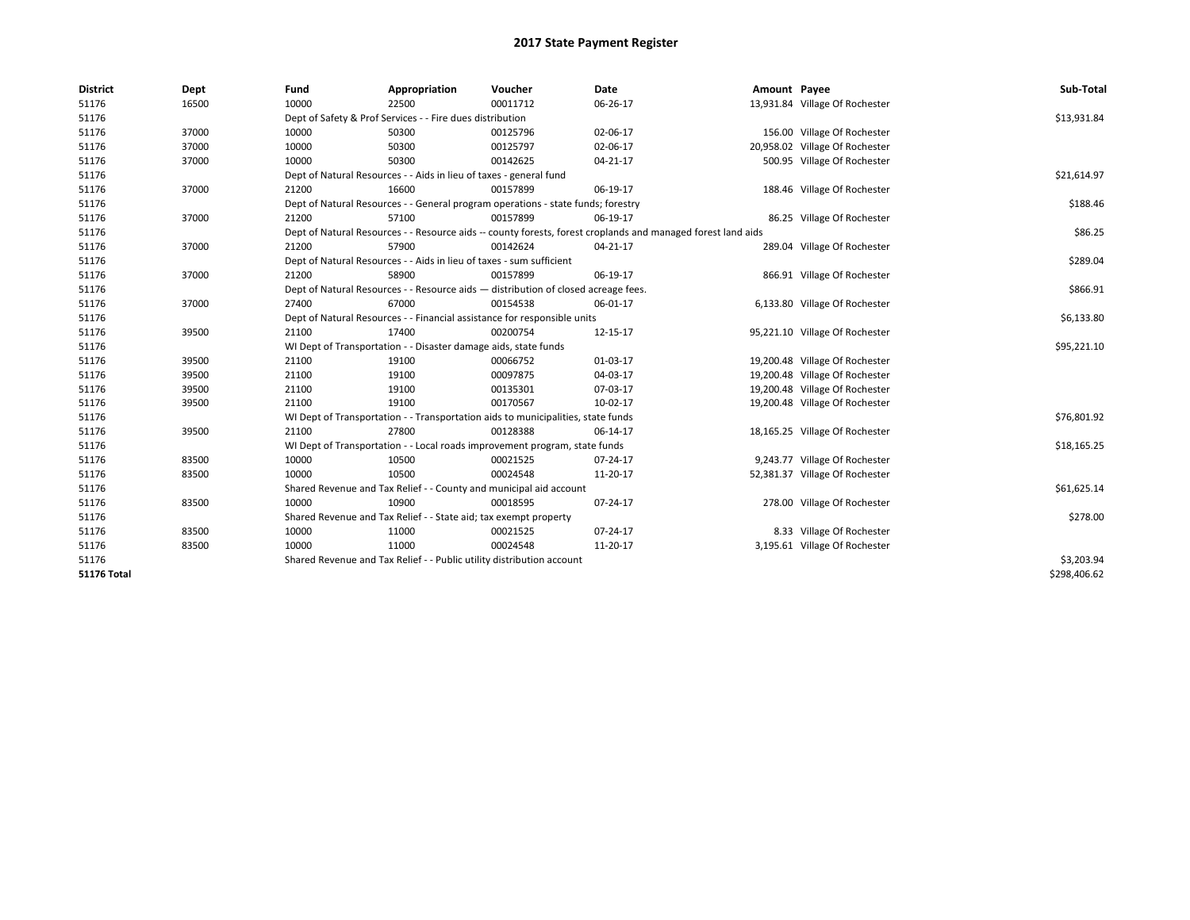# 2017 State Payment Register

| District | Dept | Fund | Appropriation | Voucher | Date | Amount | Payee | Sub-Total |
|---|---|---|---|---|---|---|---|---|
| 51176 | 16500 | 10000 | 22500 | 00011712 | 06-26-17 | 13,931.84 | Village Of Rochester | |
| 51176 | | Dept of Safety & Prof Services - - Fire dues distribution | | | | | | $13,931.84 |
| 51176 | 37000 | 10000 | 50300 | 00125796 | 02-06-17 | 156.00 | Village Of Rochester | |
| 51176 | 37000 | 10000 | 50300 | 00125797 | 02-06-17 | 20,958.02 | Village Of Rochester | |
| 51176 | 37000 | 10000 | 50300 | 00142625 | 04-21-17 | 500.95 | Village Of Rochester | |
| 51176 | | Dept of Natural Resources - - Aids in lieu of taxes - general fund | | | | | | $21,614.97 |
| 51176 | 37000 | 21200 | 16600 | 00157899 | 06-19-17 | 188.46 | Village Of Rochester | |
| 51176 | | Dept of Natural Resources - - General program operations - state funds; forestry | | | | | | $188.46 |
| 51176 | 37000 | 21200 | 57100 | 00157899 | 06-19-17 | 86.25 | Village Of Rochester | |
| 51176 | | Dept of Natural Resources - - Resource aids -- county forests, forest croplands and managed forest land aids | | | | | | $86.25 |
| 51176 | 37000 | 21200 | 57900 | 00142624 | 04-21-17 | 289.04 | Village Of Rochester | |
| 51176 | | Dept of Natural Resources - - Aids in lieu of taxes - sum sufficient | | | | | | $289.04 |
| 51176 | 37000 | 21200 | 58900 | 00157899 | 06-19-17 | 866.91 | Village Of Rochester | |
| 51176 | | Dept of Natural Resources - - Resource aids — distribution of closed acreage fees. | | | | | | $866.91 |
| 51176 | 37000 | 27400 | 67000 | 00154538 | 06-01-17 | 6,133.80 | Village Of Rochester | |
| 51176 | | Dept of Natural Resources - - Financial assistance for responsible units | | | | | | $6,133.80 |
| 51176 | 39500 | 21100 | 17400 | 00200754 | 12-15-17 | 95,221.10 | Village Of Rochester | |
| 51176 | | WI Dept of Transportation - - Disaster damage aids, state funds | | | | | | $95,221.10 |
| 51176 | 39500 | 21100 | 19100 | 00066752 | 01-03-17 | 19,200.48 | Village Of Rochester | |
| 51176 | 39500 | 21100 | 19100 | 00097875 | 04-03-17 | 19,200.48 | Village Of Rochester | |
| 51176 | 39500 | 21100 | 19100 | 00135301 | 07-03-17 | 19,200.48 | Village Of Rochester | |
| 51176 | 39500 | 21100 | 19100 | 00170567 | 10-02-17 | 19,200.48 | Village Of Rochester | |
| 51176 | | WI Dept of Transportation - - Transportation aids to municipalities, state funds | | | | | | $76,801.92 |
| 51176 | 39500 | 21100 | 27800 | 00128388 | 06-14-17 | 18,165.25 | Village Of Rochester | |
| 51176 | | WI Dept of Transportation - - Local roads improvement program, state funds | | | | | | $18,165.25 |
| 51176 | 83500 | 10000 | 10500 | 00021525 | 07-24-17 | 9,243.77 | Village Of Rochester | |
| 51176 | 83500 | 10000 | 10500 | 00024548 | 11-20-17 | 52,381.37 | Village Of Rochester | |
| 51176 | | Shared Revenue and Tax Relief - - County and municipal aid account | | | | | | $61,625.14 |
| 51176 | 83500 | 10000 | 10900 | 00018595 | 07-24-17 | 278.00 | Village Of Rochester | |
| 51176 | | Shared Revenue and Tax Relief - - State aid; tax exempt property | | | | | | $278.00 |
| 51176 | 83500 | 10000 | 11000 | 00021525 | 07-24-17 | 8.33 | Village Of Rochester | |
| 51176 | 83500 | 10000 | 11000 | 00024548 | 11-20-17 | 3,195.61 | Village Of Rochester | |
| 51176 | | Shared Revenue and Tax Relief - - Public utility distribution account | | | | | | $3,203.94 |
| **51176 Total** | | | | | | | | $298,406.62 |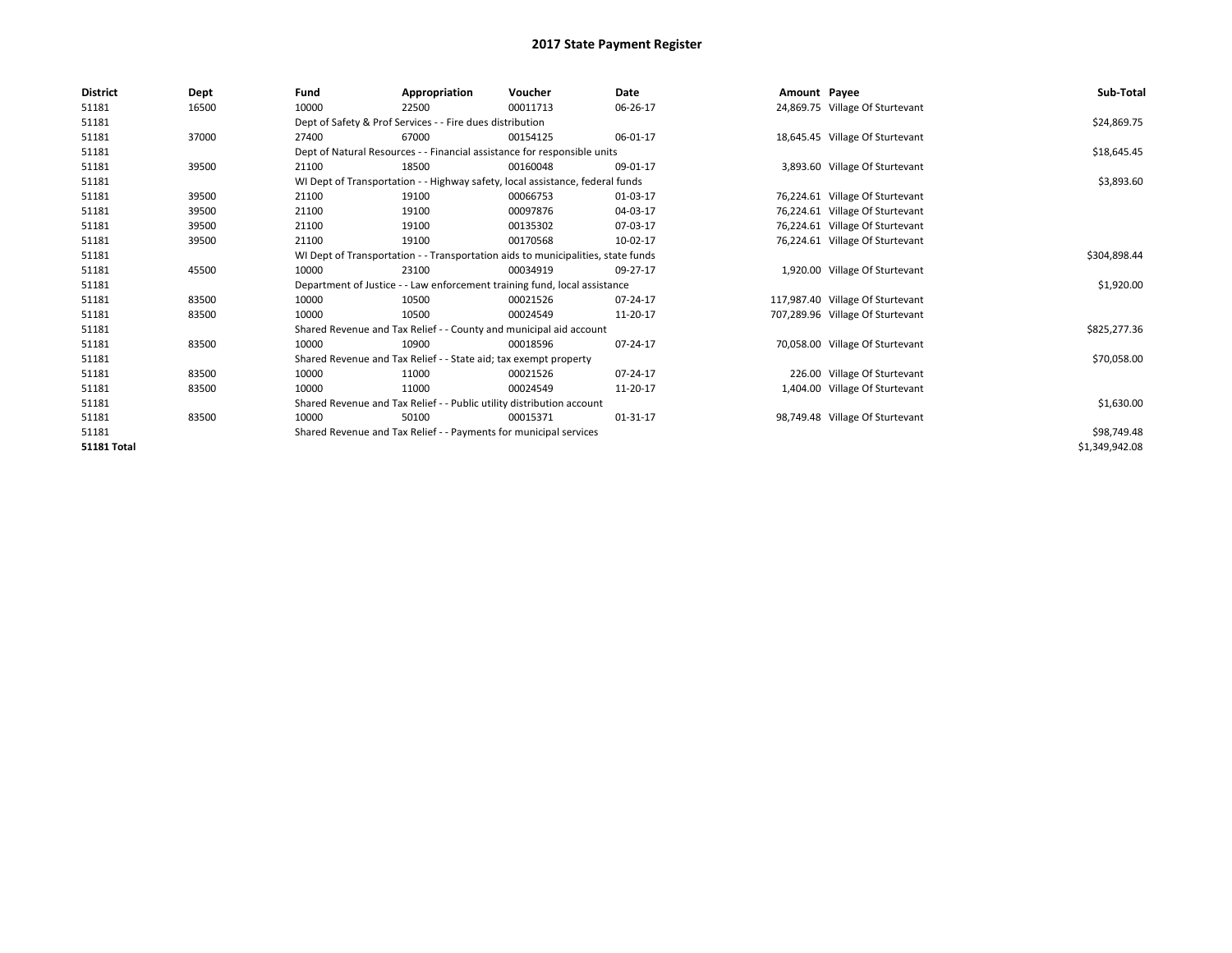# 2017 State Payment Register

| District | Dept | Fund | Appropriation | Voucher | Date | Amount | Payee | Sub-Total |
|---|---|---|---|---|---|---|---|---|
| 51181 | 16500 | 10000 | 22500 | 00011713 | 06-26-17 | 24,869.75 | Village Of Sturtevant | |
| 51181 | | Dept of Safety & Prof Services - - Fire dues distribution | | | | | | $24,869.75 |
| 51181 | 37000 | 27400 | 67000 | 00154125 | 06-01-17 | 18,645.45 | Village Of Sturtevant | |
| 51181 | | Dept of Natural Resources - - Financial assistance for responsible units | | | | | | $18,645.45 |
| 51181 | 39500 | 21100 | 18500 | 00160048 | 09-01-17 | 3,893.60 | Village Of Sturtevant | |
| 51181 | | WI Dept of Transportation - - Highway safety, local assistance, federal funds | | | | | | $3,893.60 |
| 51181 | 39500 | 21100 | 19100 | 00066753 | 01-03-17 | 76,224.61 | Village Of Sturtevant | |
| 51181 | 39500 | 21100 | 19100 | 00097876 | 04-03-17 | 76,224.61 | Village Of Sturtevant | |
| 51181 | 39500 | 21100 | 19100 | 00135302 | 07-03-17 | 76,224.61 | Village Of Sturtevant | |
| 51181 | 39500 | 21100 | 19100 | 00170568 | 10-02-17 | 76,224.61 | Village Of Sturtevant | |
| 51181 | | WI Dept of Transportation - - Transportation aids to municipalities, state funds | | | | | | $304,898.44 |
| 51181 | 45500 | 10000 | 23100 | 00034919 | 09-27-17 | 1,920.00 | Village Of Sturtevant | |
| 51181 | | Department of Justice - - Law enforcement training fund, local assistance | | | | | | $1,920.00 |
| 51181 | 83500 | 10000 | 10500 | 00021526 | 07-24-17 | 117,987.40 | Village Of Sturtevant | |
| 51181 | 83500 | 10000 | 10500 | 00024549 | 11-20-17 | 707,289.96 | Village Of Sturtevant | |
| 51181 | | Shared Revenue and Tax Relief - - County and municipal aid account | | | | | | $825,277.36 |
| 51181 | 83500 | 10000 | 10900 | 00018596 | 07-24-17 | 70,058.00 | Village Of Sturtevant | |
| 51181 | | Shared Revenue and Tax Relief - - State aid; tax exempt property | | | | | | $70,058.00 |
| 51181 | 83500 | 10000 | 11000 | 00021526 | 07-24-17 | 226.00 | Village Of Sturtevant | |
| 51181 | 83500 | 10000 | 11000 | 00024549 | 11-20-17 | 1,404.00 | Village Of Sturtevant | |
| 51181 | | Shared Revenue and Tax Relief - - Public utility distribution account | | | | | | $1,630.00 |
| 51181 | 83500 | 10000 | 50100 | 00015371 | 01-31-17 | 98,749.48 | Village Of Sturtevant | |
| 51181 | | Shared Revenue and Tax Relief - - Payments for municipal services | | | | | | $98,749.48 |
| 51181 Total | | | | | | | | $1,349,942.08 |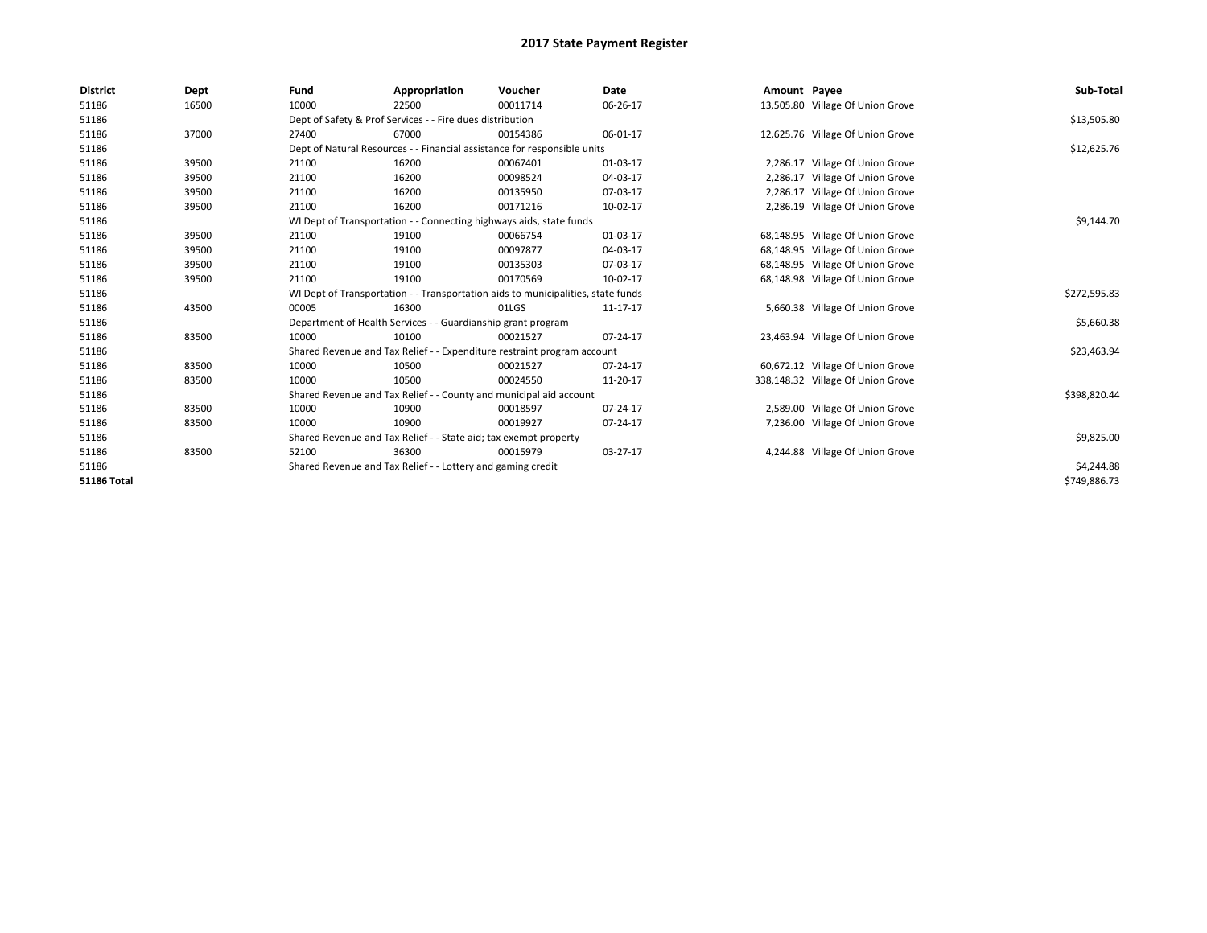# 2017 State Payment Register

| District | Dept | Fund | Appropriation | Voucher | Date | Amount | Payee | Sub-Total |
|---|---|---|---|---|---|---|---|---|
| 51186 | 16500 | 10000 | 22500 | 00011714 | 06-26-17 | 13,505.80 | Village Of Union Grove | |
| 51186 | | Dept of Safety & Prof Services - - Fire dues distribution | | | | | | $13,505.80 |
| 51186 | 37000 | 27400 | 67000 | 00154386 | 06-01-17 | 12,625.76 | Village Of Union Grove | |
| 51186 | | Dept of Natural Resources - - Financial assistance for responsible units | | | | | | $12,625.76 |
| 51186 | 39500 | 21100 | 16200 | 00067401 | 01-03-17 | 2,286.17 | Village Of Union Grove | |
| 51186 | 39500 | 21100 | 16200 | 00098524 | 04-03-17 | 2,286.17 | Village Of Union Grove | |
| 51186 | 39500 | 21100 | 16200 | 00135950 | 07-03-17 | 2,286.17 | Village Of Union Grove | |
| 51186 | 39500 | 21100 | 16200 | 00171216 | 10-02-17 | 2,286.19 | Village Of Union Grove | |
| 51186 | | WI Dept of Transportation - - Connecting highways aids, state funds | | | | | | $9,144.70 |
| 51186 | 39500 | 21100 | 19100 | 00066754 | 01-03-17 | 68,148.95 | Village Of Union Grove | |
| 51186 | 39500 | 21100 | 19100 | 00097877 | 04-03-17 | 68,148.95 | Village Of Union Grove | |
| 51186 | 39500 | 21100 | 19100 | 00135303 | 07-03-17 | 68,148.95 | Village Of Union Grove | |
| 51186 | 39500 | 21100 | 19100 | 00170569 | 10-02-17 | 68,148.98 | Village Of Union Grove | |
| 51186 | | WI Dept of Transportation - - Transportation aids to municipalities, state funds | | | | | | $272,595.83 |
| 51186 | 43500 | 00005 | 16300 | 01LGS | 11-17-17 | 5,660.38 | Village Of Union Grove | |
| 51186 | | Department of Health Services - - Guardianship grant program | | | | | | $5,660.38 |
| 51186 | 83500 | 10000 | 10100 | 00021527 | 07-24-17 | 23,463.94 | Village Of Union Grove | |
| 51186 | | Shared Revenue and Tax Relief - - Expenditure restraint program account | | | | | | $23,463.94 |
| 51186 | 83500 | 10000 | 10500 | 00021527 | 07-24-17 | 60,672.12 | Village Of Union Grove | |
| 51186 | 83500 | 10000 | 10500 | 00024550 | 11-20-17 | 338,148.32 | Village Of Union Grove | |
| 51186 | | Shared Revenue and Tax Relief - - County and municipal aid account | | | | | | $398,820.44 |
| 51186 | 83500 | 10000 | 10900 | 00018597 | 07-24-17 | 2,589.00 | Village Of Union Grove | |
| 51186 | 83500 | 10000 | 10900 | 00019927 | 07-24-17 | 7,236.00 | Village Of Union Grove | |
| 51186 | | Shared Revenue and Tax Relief - - State aid; tax exempt property | | | | | | $9,825.00 |
| 51186 | 83500 | 52100 | 36300 | 00015979 | 03-27-17 | 4,244.88 | Village Of Union Grove | |
| 51186 | | Shared Revenue and Tax Relief - - Lottery and gaming credit | | | | | | $4,244.88 |
| **51186 Total** | | | | | | | | $749,886.73 |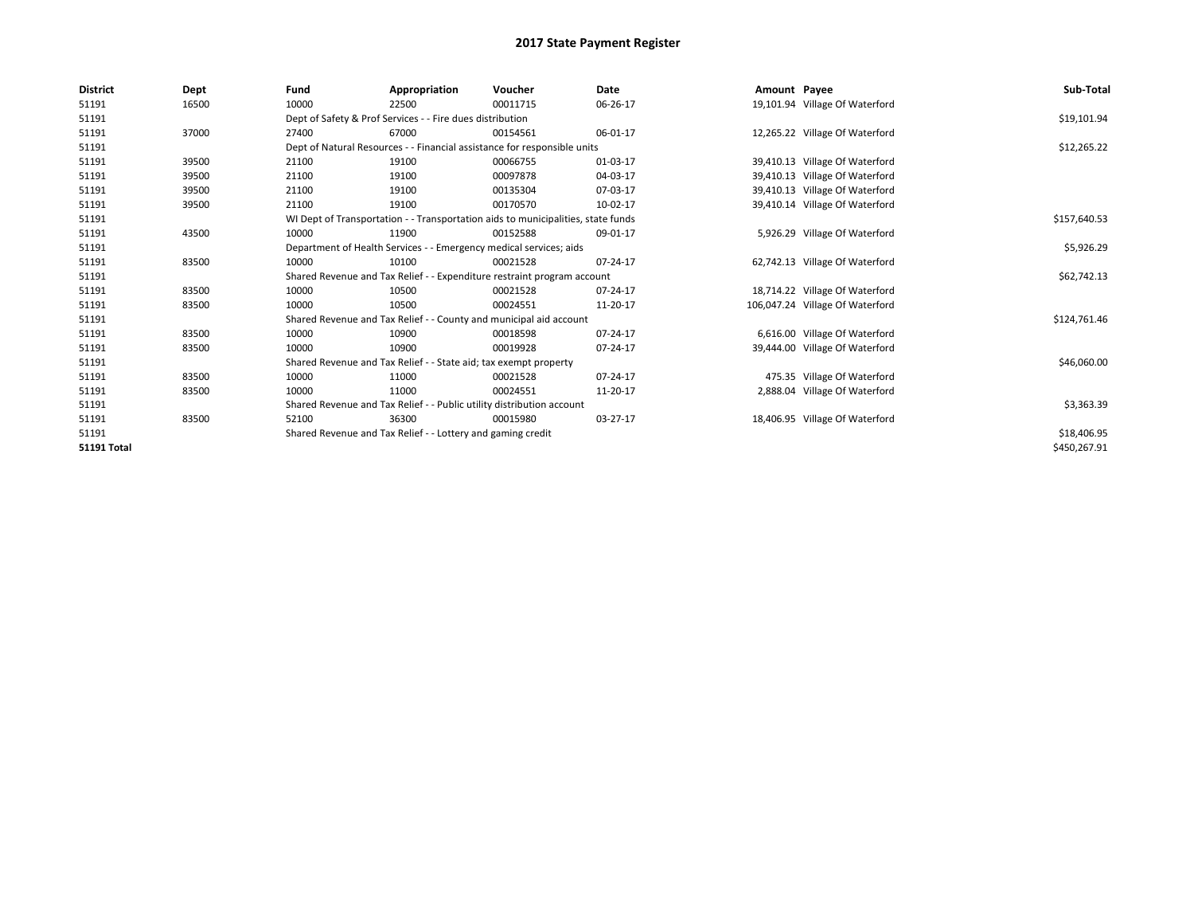# 2017 State Payment Register

| District | Dept | Fund | Appropriation | Voucher | Date | Amount | Payee | Sub-Total |
|---|---|---|---|---|---|---|---|---|
| 51191 | 16500 | 10000 | 22500 | 00011715 | 06-26-17 | 19,101.94 | Village Of Waterford | |
| 51191 | | Dept of Safety & Prof Services - - Fire dues distribution | | | | | | $19,101.94 |
| 51191 | 37000 | 27400 | 67000 | 00154561 | 06-01-17 | 12,265.22 | Village Of Waterford | |
| 51191 | | Dept of Natural Resources - - Financial assistance for responsible units | | | | | | $12,265.22 |
| 51191 | 39500 | 21100 | 19100 | 00066755 | 01-03-17 | 39,410.13 | Village Of Waterford | |
| 51191 | 39500 | 21100 | 19100 | 00097878 | 04-03-17 | 39,410.13 | Village Of Waterford | |
| 51191 | 39500 | 21100 | 19100 | 00135304 | 07-03-17 | 39,410.13 | Village Of Waterford | |
| 51191 | 39500 | 21100 | 19100 | 00170570 | 10-02-17 | 39,410.14 | Village Of Waterford | |
| 51191 | | WI Dept of Transportation - - Transportation aids to municipalities, state funds | | | | | | $157,640.53 |
| 51191 | 43500 | 10000 | 11900 | 00152588 | 09-01-17 | 5,926.29 | Village Of Waterford | |
| 51191 | | Department of Health Services - - Emergency medical services; aids | | | | | | $5,926.29 |
| 51191 | 83500 | 10000 | 10100 | 00021528 | 07-24-17 | 62,742.13 | Village Of Waterford | |
| 51191 | | Shared Revenue and Tax Relief - - Expenditure restraint program account | | | | | | $62,742.13 |
| 51191 | 83500 | 10000 | 10500 | 00021528 | 07-24-17 | 18,714.22 | Village Of Waterford | |
| 51191 | 83500 | 10000 | 10500 | 00024551 | 11-20-17 | 106,047.24 | Village Of Waterford | |
| 51191 | | Shared Revenue and Tax Relief - - County and municipal aid account | | | | | | $124,761.46 |
| 51191 | 83500 | 10000 | 10900 | 00018598 | 07-24-17 | 6,616.00 | Village Of Waterford | |
| 51191 | 83500 | 10000 | 10900 | 00019928 | 07-24-17 | 39,444.00 | Village Of Waterford | |
| 51191 | | Shared Revenue and Tax Relief - - State aid; tax exempt property | | | | | | $46,060.00 |
| 51191 | 83500 | 10000 | 11000 | 00021528 | 07-24-17 | 475.35 | Village Of Waterford | |
| 51191 | 83500 | 10000 | 11000 | 00024551 | 11-20-17 | 2,888.04 | Village Of Waterford | |
| 51191 | | Shared Revenue and Tax Relief - - Public utility distribution account | | | | | | $3,363.39 |
| 51191 | 83500 | 52100 | 36300 | 00015980 | 03-27-17 | 18,406.95 | Village Of Waterford | |
| 51191 | | Shared Revenue and Tax Relief - - Lottery and gaming credit | | | | | | $18,406.95 |
| **51191 Total** | | | | | | | | $450,267.91 |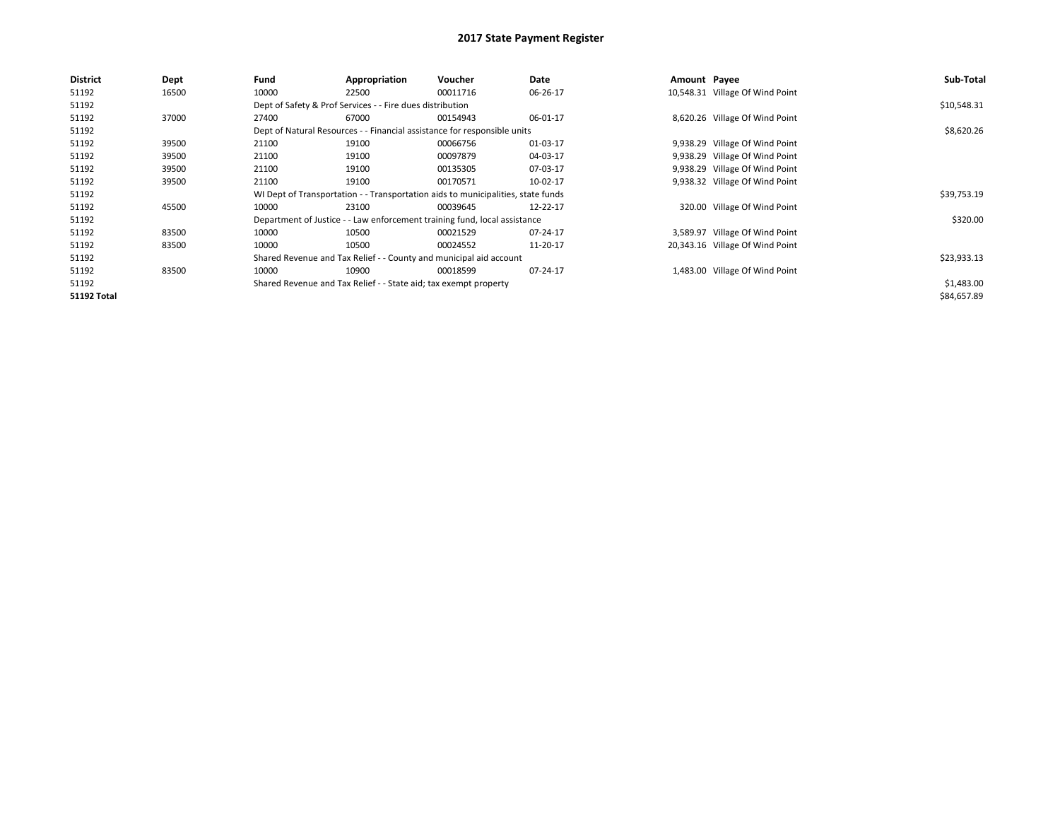# 2017 State Payment Register

| District | Dept | Fund | Appropriation | Voucher | Date | Amount | Payee | Sub-Total |
|---|---|---|---|---|---|---|---|---|
| 51192 | 16500 | 10000 | 22500 | 00011716 | 06-26-17 | 10,548.31 | Village Of Wind Point | |
| 51192 | | Dept of Safety & Prof Services - - Fire dues distribution | | | | | | $10,548.31 |
| 51192 | 37000 | 27400 | 67000 | 00154943 | 06-01-17 | 8,620.26 | Village Of Wind Point | |
| 51192 | | Dept of Natural Resources - - Financial assistance for responsible units | | | | | | $8,620.26 |
| 51192 | 39500 | 21100 | 19100 | 00066756 | 01-03-17 | 9,938.29 | Village Of Wind Point | |
| 51192 | 39500 | 21100 | 19100 | 00097879 | 04-03-17 | 9,938.29 | Village Of Wind Point | |
| 51192 | 39500 | 21100 | 19100 | 00135305 | 07-03-17 | 9,938.29 | Village Of Wind Point | |
| 51192 | 39500 | 21100 | 19100 | 00170571 | 10-02-17 | 9,938.32 | Village Of Wind Point | |
| 51192 | | WI Dept of Transportation - - Transportation aids to municipalities, state funds | | | | | | $39,753.19 |
| 51192 | 45500 | 10000 | 23100 | 00039645 | 12-22-17 | 320.00 | Village Of Wind Point | |
| 51192 | | Department of Justice - - Law enforcement training fund, local assistance | | | | | | $320.00 |
| 51192 | 83500 | 10000 | 10500 | 00021529 | 07-24-17 | 3,589.97 | Village Of Wind Point | |
| 51192 | 83500 | 10000 | 10500 | 00024552 | 11-20-17 | 20,343.16 | Village Of Wind Point | |
| 51192 | | Shared Revenue and Tax Relief - - County and municipal aid account | | | | | | $23,933.13 |
| 51192 | 83500 | 10000 | 10900 | 00018599 | 07-24-17 | 1,483.00 | Village Of Wind Point | |
| 51192 | | Shared Revenue and Tax Relief - - State aid; tax exempt property | | | | | | $1,483.00 |
| **51192 Total** | | | | | | | | $84,657.89 |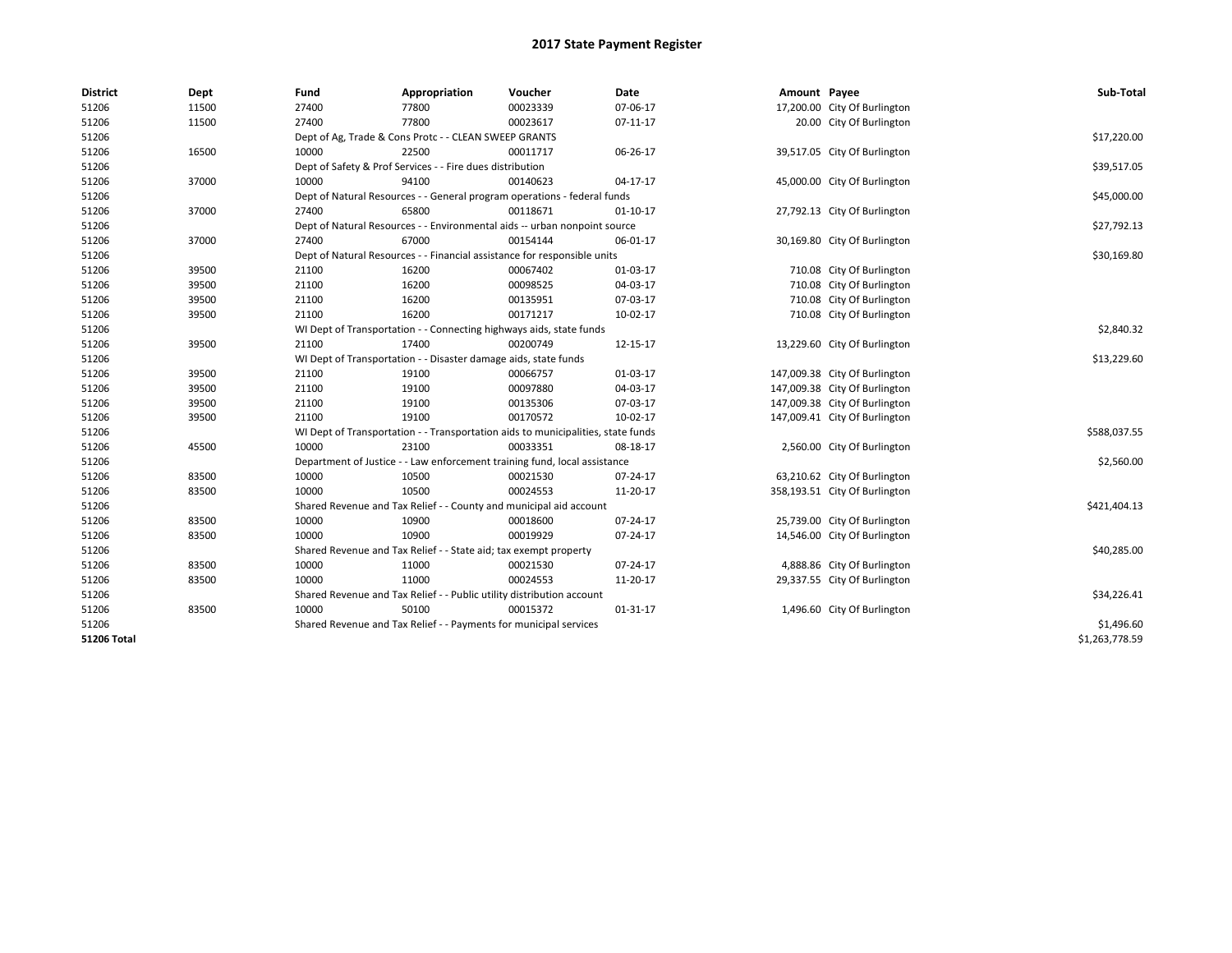# 2017 State Payment Register

| District | Dept | Fund | Appropriation | Voucher | Date | Amount | Payee | Sub-Total |
|---|---|---|---|---|---|---|---|---|
| 51206 | 11500 | 27400 | 77800 | 00023339 | 07-06-17 | 17,200.00 | City Of Burlington | |
| 51206 | 11500 | 27400 | 77800 | 00023617 | 07-11-17 | 20.00 | City Of Burlington | |
| 51206 | | Dept of Ag, Trade & Cons Protc - - CLEAN SWEEP GRANTS | | | | | | $17,220.00 |
| 51206 | 16500 | 10000 | 22500 | 00011717 | 06-26-17 | 39,517.05 | City Of Burlington | |
| 51206 | | Dept of Safety & Prof Services - - Fire dues distribution | | | | | | $39,517.05 |
| 51206 | 37000 | 10000 | 94100 | 00140623 | 04-17-17 | 45,000.00 | City Of Burlington | |
| 51206 | | Dept of Natural Resources - - General program operations - federal funds | | | | | | $45,000.00 |
| 51206 | 37000 | 27400 | 65800 | 00118671 | 01-10-17 | 27,792.13 | City Of Burlington | |
| 51206 | | Dept of Natural Resources - - Environmental aids -- urban nonpoint source | | | | | | $27,792.13 |
| 51206 | 37000 | 27400 | 67000 | 00154144 | 06-01-17 | 30,169.80 | City Of Burlington | |
| 51206 | | Dept of Natural Resources - - Financial assistance for responsible units | | | | | | $30,169.80 |
| 51206 | 39500 | 21100 | 16200 | 00067402 | 01-03-17 | 710.08 | City Of Burlington | |
| 51206 | 39500 | 21100 | 16200 | 00098525 | 04-03-17 | 710.08 | City Of Burlington | |
| 51206 | 39500 | 21100 | 16200 | 00135951 | 07-03-17 | 710.08 | City Of Burlington | |
| 51206 | 39500 | 21100 | 16200 | 00171217 | 10-02-17 | 710.08 | City Of Burlington | |
| 51206 | | WI Dept of Transportation - - Connecting highways aids, state funds | | | | | | $2,840.32 |
| 51206 | 39500 | 21100 | 17400 | 00200749 | 12-15-17 | 13,229.60 | City Of Burlington | |
| 51206 | | WI Dept of Transportation - - Disaster damage aids, state funds | | | | | | $13,229.60 |
| 51206 | 39500 | 21100 | 19100 | 00066757 | 01-03-17 | 147,009.38 | City Of Burlington | |
| 51206 | 39500 | 21100 | 19100 | 00097880 | 04-03-17 | 147,009.38 | City Of Burlington | |
| 51206 | 39500 | 21100 | 19100 | 00135306 | 07-03-17 | 147,009.38 | City Of Burlington | |
| 51206 | 39500 | 21100 | 19100 | 00170572 | 10-02-17 | 147,009.41 | City Of Burlington | |
| 51206 | | WI Dept of Transportation - - Transportation aids to municipalities, state funds | | | | | | $588,037.55 |
| 51206 | 45500 | 10000 | 23100 | 00033351 | 08-18-17 | 2,560.00 | City Of Burlington | |
| 51206 | | Department of Justice - - Law enforcement training fund, local assistance | | | | | | $2,560.00 |
| 51206 | 83500 | 10000 | 10500 | 00021530 | 07-24-17 | 63,210.62 | City Of Burlington | |
| 51206 | 83500 | 10000 | 10500 | 00024553 | 11-20-17 | 358,193.51 | City Of Burlington | |
| 51206 | | Shared Revenue and Tax Relief - - County and municipal aid account | | | | | | $421,404.13 |
| 51206 | 83500 | 10000 | 10900 | 00018600 | 07-24-17 | 25,739.00 | City Of Burlington | |
| 51206 | 83500 | 10000 | 10900 | 00019929 | 07-24-17 | 14,546.00 | City Of Burlington | |
| 51206 | | Shared Revenue and Tax Relief - - State aid; tax exempt property | | | | | | $40,285.00 |
| 51206 | 83500 | 10000 | 11000 | 00021530 | 07-24-17 | 4,888.86 | City Of Burlington | |
| 51206 | 83500 | 10000 | 11000 | 00024553 | 11-20-17 | 29,337.55 | City Of Burlington | |
| 51206 | | Shared Revenue and Tax Relief - - Public utility distribution account | | | | | | $34,226.41 |
| 51206 | 83500 | 10000 | 50100 | 00015372 | 01-31-17 | 1,496.60 | City Of Burlington | |
| 51206 | | Shared Revenue and Tax Relief - - Payments for municipal services | | | | | | $1,496.60 |
| **51206 Total** | | | | | | | | $1,263,778.59 |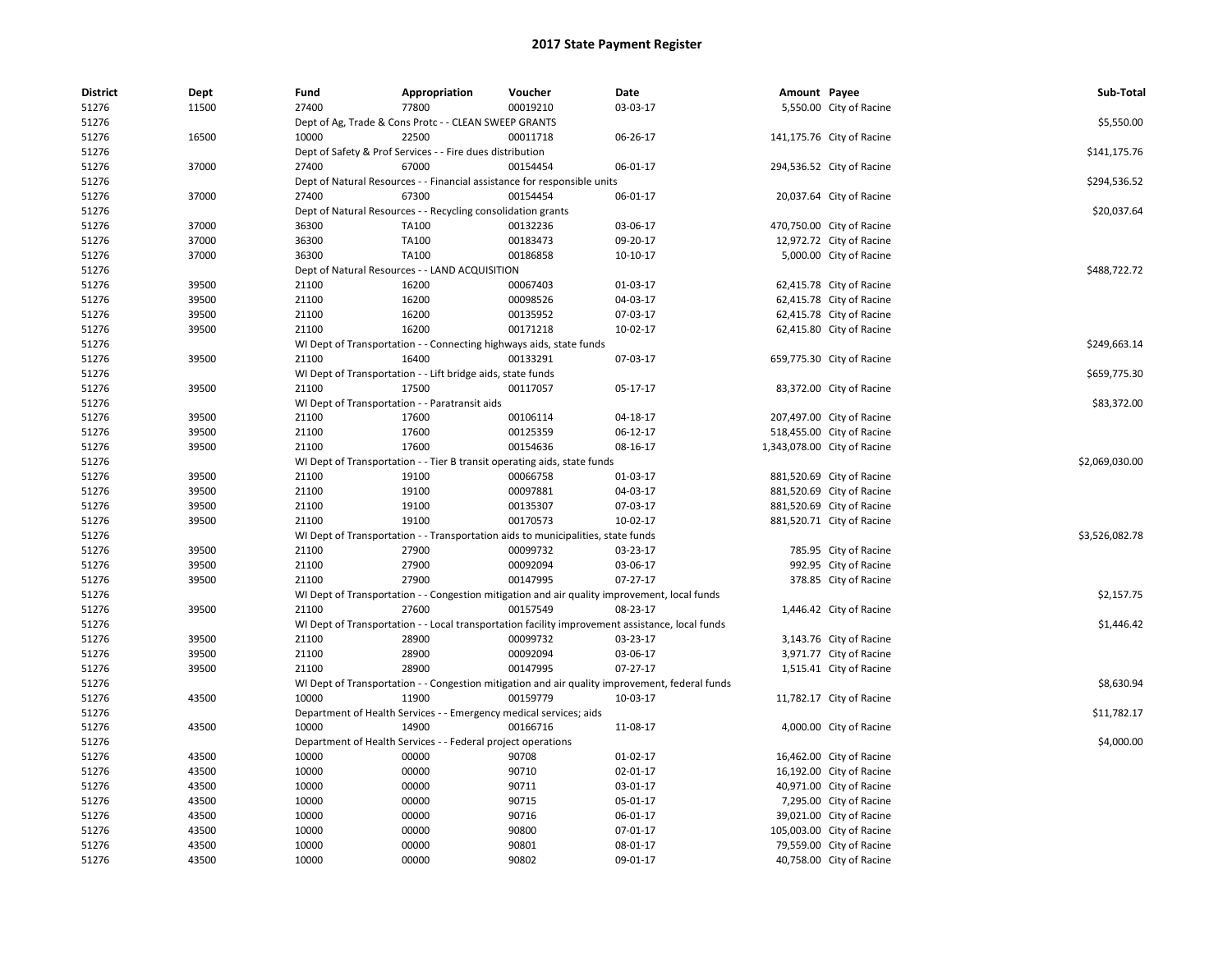# 2017 State Payment Register

| District | Dept | Fund | Appropriation | Voucher | Date | Amount | Payee | Sub-Total |
|---|---|---|---|---|---|---|---|---|
| 51276 | 11500 | 27400 | 77800 | 00019210 | 03-03-17 | 5,550.00 | City of Racine | |
| 51276 | | Dept of Ag, Trade & Cons Protc - - CLEAN SWEEP GRANTS | | | | | | $5,550.00 |
| 51276 | 16500 | 10000 | 22500 | 00011718 | 06-26-17 | 141,175.76 | City of Racine | |
| 51276 | | Dept of Safety & Prof Services - - Fire dues distribution | | | | | | $141,175.76 |
| 51276 | 37000 | 27400 | 67000 | 00154454 | 06-01-17 | 294,536.52 | City of Racine | |
| 51276 | | Dept of Natural Resources - - Financial assistance for responsible units | | | | | | $294,536.52 |
| 51276 | 37000 | 27400 | 67300 | 00154454 | 06-01-17 | 20,037.64 | City of Racine | |
| 51276 | | Dept of Natural Resources - - Recycling consolidation grants | | | | | | $20,037.64 |
| 51276 | 37000 | 36300 | TA100 | 00132236 | 03-06-17 | 470,750.00 | City of Racine | |
| 51276 | 37000 | 36300 | TA100 | 00183473 | 09-20-17 | 12,972.72 | City of Racine | |
| 51276 | 37000 | 36300 | TA100 | 00186858 | 10-10-17 | 5,000.00 | City of Racine | |
| 51276 | | Dept of Natural Resources - - LAND ACQUISITION | | | | | | $488,722.72 |
| 51276 | 39500 | 21100 | 16200 | 00067403 | 01-03-17 | 62,415.78 | City of Racine | |
| 51276 | 39500 | 21100 | 16200 | 00098526 | 04-03-17 | 62,415.78 | City of Racine | |
| 51276 | 39500 | 21100 | 16200 | 00135952 | 07-03-17 | 62,415.78 | City of Racine | |
| 51276 | 39500 | 21100 | 16200 | 00171218 | 10-02-17 | 62,415.80 | City of Racine | |
| 51276 | | WI Dept of Transportation - - Connecting highways aids, state funds | | | | | | $249,663.14 |
| 51276 | 39500 | 21100 | 16400 | 00133291 | 07-03-17 | 659,775.30 | City of Racine | |
| 51276 | | WI Dept of Transportation - - Lift bridge aids, state funds | | | | | | $659,775.30 |
| 51276 | 39500 | 21100 | 17500 | 00117057 | 05-17-17 | 83,372.00 | City of Racine | |
| 51276 | | WI Dept of Transportation - - Paratransit aids | | | | | | $83,372.00 |
| 51276 | 39500 | 21100 | 17600 | 00106114 | 04-18-17 | 207,497.00 | City of Racine | |
| 51276 | 39500 | 21100 | 17600 | 00125359 | 06-12-17 | 518,455.00 | City of Racine | |
| 51276 | 39500 | 21100 | 17600 | 00154636 | 08-16-17 | 1,343,078.00 | City of Racine | |
| 51276 | | WI Dept of Transportation - - Tier B transit operating aids, state funds | | | | | | $2,069,030.00 |
| 51276 | 39500 | 21100 | 19100 | 00066758 | 01-03-17 | 881,520.69 | City of Racine | |
| 51276 | 39500 | 21100 | 19100 | 00097881 | 04-03-17 | 881,520.69 | City of Racine | |
| 51276 | 39500 | 21100 | 19100 | 00135307 | 07-03-17 | 881,520.69 | City of Racine | |
| 51276 | 39500 | 21100 | 19100 | 00170573 | 10-02-17 | 881,520.71 | City of Racine | |
| 51276 | | WI Dept of Transportation - - Transportation aids to municipalities, state funds | | | | | | $3,526,082.78 |
| 51276 | 39500 | 21100 | 27900 | 00099732 | 03-23-17 | 785.95 | City of Racine | |
| 51276 | 39500 | 21100 | 27900 | 00092094 | 03-06-17 | 992.95 | City of Racine | |
| 51276 | 39500 | 21100 | 27900 | 00147995 | 07-27-17 | 378.85 | City of Racine | |
| 51276 | | WI Dept of Transportation - - Congestion mitigation and air quality improvement, local funds | | | | | | $2,157.75 |
| 51276 | 39500 | 21100 | 27600 | 00157549 | 08-23-17 | 1,446.42 | City of Racine | |
| 51276 | | WI Dept of Transportation - - Local transportation facility improvement assistance, local funds | | | | | | $1,446.42 |
| 51276 | 39500 | 21100 | 28900 | 00099732 | 03-23-17 | 3,143.76 | City of Racine | |
| 51276 | 39500 | 21100 | 28900 | 00092094 | 03-06-17 | 3,971.77 | City of Racine | |
| 51276 | 39500 | 21100 | 28900 | 00147995 | 07-27-17 | 1,515.41 | City of Racine | |
| 51276 | | WI Dept of Transportation - - Congestion mitigation and air quality improvement, federal funds | | | | | | $8,630.94 |
| 51276 | 43500 | 10000 | 11900 | 00159779 | 10-03-17 | 11,782.17 | City of Racine | |
| 51276 | | Department of Health Services - - Emergency medical services; aids | | | | | | $11,782.17 |
| 51276 | 43500 | 10000 | 14900 | 00166716 | 11-08-17 | 4,000.00 | City of Racine | |
| 51276 | | Department of Health Services - - Federal project operations | | | | | | $4,000.00 |
| 51276 | 43500 | 10000 | 00000 | 90708 | 01-02-17 | 16,462.00 | City of Racine | |
| 51276 | 43500 | 10000 | 00000 | 90710 | 02-01-17 | 16,192.00 | City of Racine | |
| 51276 | 43500 | 10000 | 00000 | 90711 | 03-01-17 | 40,971.00 | City of Racine | |
| 51276 | 43500 | 10000 | 00000 | 90715 | 05-01-17 | 7,295.00 | City of Racine | |
| 51276 | 43500 | 10000 | 00000 | 90716 | 06-01-17 | 39,021.00 | City of Racine | |
| 51276 | 43500 | 10000 | 00000 | 90800 | 07-01-17 | 105,003.00 | City of Racine | |
| 51276 | 43500 | 10000 | 00000 | 90801 | 08-01-17 | 79,559.00 | City of Racine | |
| 51276 | 43500 | 10000 | 00000 | 90802 | 09-01-17 | 40,758.00 | City of Racine | |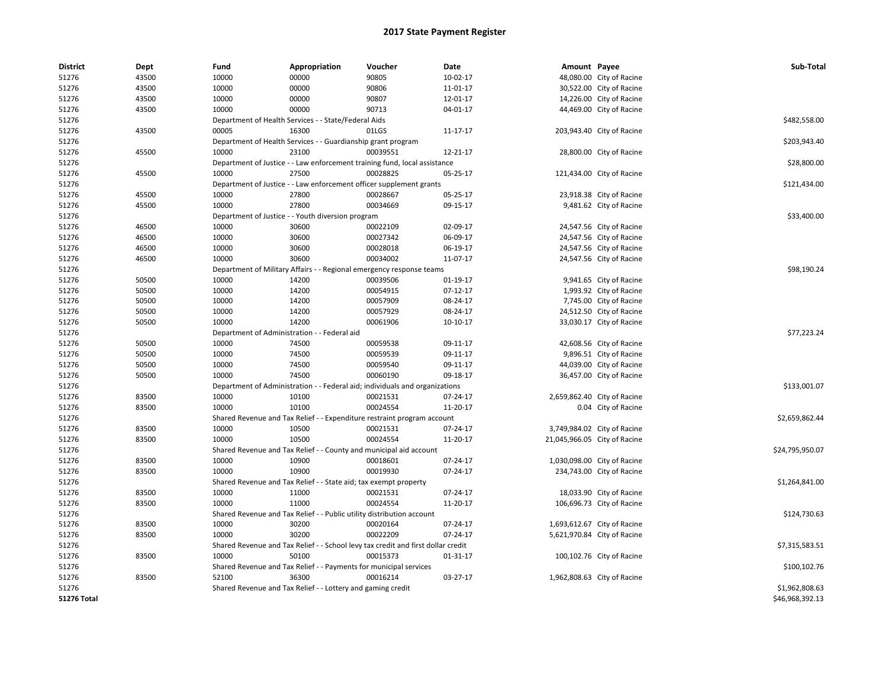# 2017 State Payment Register

| District | Dept | Fund | Appropriation | Voucher | Date | Amount | Payee | Sub-Total |
|---|---|---|---|---|---|---|---|---|
| 51276 | 43500 | 10000 | 00000 | 90805 | 10-02-17 | 48,080.00 | City of Racine | |
| 51276 | 43500 | 10000 | 00000 | 90806 | 11-01-17 | 30,522.00 | City of Racine | |
| 51276 | 43500 | 10000 | 00000 | 90807 | 12-01-17 | 14,226.00 | City of Racine | |
| 51276 | 43500 | 10000 | 00000 | 90713 | 04-01-17 | 44,469.00 | City of Racine | |
| 51276 | | Department of Health Services - - State/Federal Aids | | | | | | $482,558.00 |
| 51276 | 43500 | 00005 | 16300 | 01LGS | 11-17-17 | 203,943.40 | City of Racine | |
| 51276 | | Department of Health Services - - Guardianship grant program | | | | | | $203,943.40 |
| 51276 | 45500 | 10000 | 23100 | 00039551 | 12-21-17 | 28,800.00 | City of Racine | |
| 51276 | | Department of Justice - - Law enforcement training fund, local assistance | | | | | | $28,800.00 |
| 51276 | 45500 | 10000 | 27500 | 00028825 | 05-25-17 | 121,434.00 | City of Racine | |
| 51276 | | Department of Justice - - Law enforcement officer supplement grants | | | | | | $121,434.00 |
| 51276 | 45500 | 10000 | 27800 | 00028667 | 05-25-17 | 23,918.38 | City of Racine | |
| 51276 | 45500 | 10000 | 27800 | 00034669 | 09-15-17 | 9,481.62 | City of Racine | |
| 51276 | | Department of Justice - - Youth diversion program | | | | | | $33,400.00 |
| 51276 | 46500 | 10000 | 30600 | 00022109 | 02-09-17 | 24,547.56 | City of Racine | |
| 51276 | 46500 | 10000 | 30600 | 00027342 | 06-09-17 | 24,547.56 | City of Racine | |
| 51276 | 46500 | 10000 | 30600 | 00028018 | 06-19-17 | 24,547.56 | City of Racine | |
| 51276 | 46500 | 10000 | 30600 | 00034002 | 11-07-17 | 24,547.56 | City of Racine | |
| 51276 | | Department of Military Affairs - - Regional emergency response teams | | | | | | $98,190.24 |
| 51276 | 50500 | 10000 | 14200 | 00039506 | 01-19-17 | 9,941.65 | City of Racine | |
| 51276 | 50500 | 10000 | 14200 | 00054915 | 07-12-17 | 1,993.92 | City of Racine | |
| 51276 | 50500 | 10000 | 14200 | 00057909 | 08-24-17 | 7,745.00 | City of Racine | |
| 51276 | 50500 | 10000 | 14200 | 00057929 | 08-24-17 | 24,512.50 | City of Racine | |
| 51276 | 50500 | 10000 | 14200 | 00061906 | 10-10-17 | 33,030.17 | City of Racine | |
| 51276 | | Department of Administration - - Federal aid | | | | | | $77,223.24 |
| 51276 | 50500 | 10000 | 74500 | 00059538 | 09-11-17 | 42,608.56 | City of Racine | |
| 51276 | 50500 | 10000 | 74500 | 00059539 | 09-11-17 | 9,896.51 | City of Racine | |
| 51276 | 50500 | 10000 | 74500 | 00059540 | 09-11-17 | 44,039.00 | City of Racine | |
| 51276 | 50500 | 10000 | 74500 | 00060190 | 09-18-17 | 36,457.00 | City of Racine | |
| 51276 | | Department of Administration - - Federal aid; individuals and organizations | | | | | | $133,001.07 |
| 51276 | 83500 | 10000 | 10100 | 00021531 | 07-24-17 | 2,659,862.40 | City of Racine | |
| 51276 | 83500 | 10000 | 10100 | 00024554 | 11-20-17 | 0.04 | City of Racine | |
| 51276 | | Shared Revenue and Tax Relief - - Expenditure restraint program account | | | | | | $2,659,862.44 |
| 51276 | 83500 | 10000 | 10500 | 00021531 | 07-24-17 | 3,749,984.02 | City of Racine | |
| 51276 | 83500 | 10000 | 10500 | 00024554 | 11-20-17 | 21,045,966.05 | City of Racine | |
| 51276 | | Shared Revenue and Tax Relief - - County and municipal aid account | | | | | | $24,795,950.07 |
| 51276 | 83500 | 10000 | 10900 | 00018601 | 07-24-17 | 1,030,098.00 | City of Racine | |
| 51276 | 83500 | 10000 | 10900 | 00019930 | 07-24-17 | 234,743.00 | City of Racine | |
| 51276 | | Shared Revenue and Tax Relief - - State aid; tax exempt property | | | | | | $1,264,841.00 |
| 51276 | 83500 | 10000 | 11000 | 00021531 | 07-24-17 | 18,033.90 | City of Racine | |
| 51276 | 83500 | 10000 | 11000 | 00024554 | 11-20-17 | 106,696.73 | City of Racine | |
| 51276 | | Shared Revenue and Tax Relief - - Public utility distribution account | | | | | | $124,730.63 |
| 51276 | 83500 | 10000 | 30200 | 00020164 | 07-24-17 | 1,693,612.67 | City of Racine | |
| 51276 | 83500 | 10000 | 30200 | 00022209 | 07-24-17 | 5,621,970.84 | City of Racine | |
| 51276 | | Shared Revenue and Tax Relief - - School levy tax credit and first dollar credit | | | | | | $7,315,583.51 |
| 51276 | 83500 | 10000 | 50100 | 00015373 | 01-31-17 | 100,102.76 | City of Racine | |
| 51276 | | Shared Revenue and Tax Relief - - Payments for municipal services | | | | | | $100,102.76 |
| 51276 | 83500 | 52100 | 36300 | 00016214 | 03-27-17 | 1,962,808.63 | City of Racine | |
| 51276 | | Shared Revenue and Tax Relief - - Lottery and gaming credit | | | | | | $1,962,808.63 |
| **51276 Total** | | | | | | | | $46,968,392.13 |